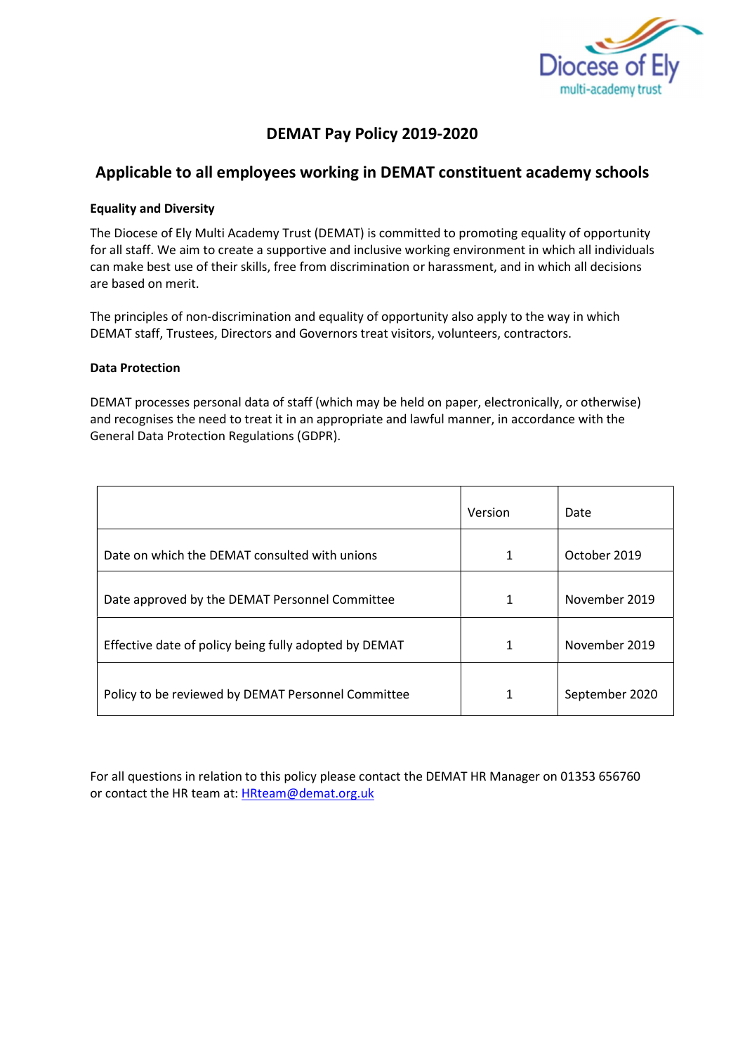# DEMAT Pay Policy 2019-2020

## Applicable to all employees working in DEMAT constituent academy schools

**Equality and Diversity**

The Diocese of Ely Multi Academy Trust (DEMAT) is committed to promoting equality of opportunity for all staff. We aim to create a supportive and inclusive working environment in which all individuals can make best use of their skills, free from discrimination or harassment, and in which all decisions are based on merit.

The principles of non-discrimination and equality of opportunity also apply to the way in which DEMAT staff, Trustees, Directors and Governors treat visitors, volunteers, contractors.

**Data Protection**

DEMAT processes personal data of staff (which may be held on paper, electronically, or otherwise) and recognises the need to treat it in an appropriate and lawful manner, in accordance with the General Data Protection Regulations (GDPR).

| | Version | Date |
|---|---|---|
| Date on which the DEMAT consulted with unions | 1 | October 2019 |
| Date approved by the DEMAT Personnel Committee | 1 | November 2019 |
| Effective date of policy being fully adopted by DEMAT | 1 | November 2019 |
| Policy to be reviewed by DEMAT Personnel Committee | 1 | September 2020 |

For all questions in relation to this policy please contact the DEMAT HR Manager on 01353 656760 or contact the HR team at: HRteam@demat.org.uk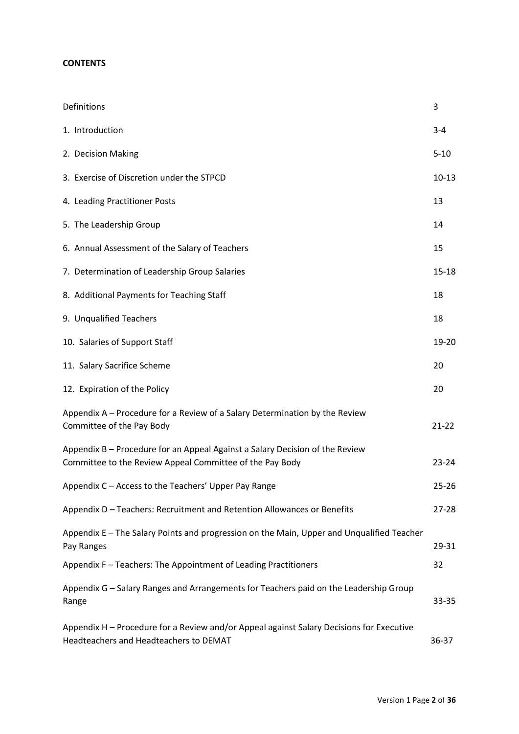**CONTENTS**

| | |
|---|---|
| Definitions | 3 |
| 1. Introduction | 3-4 |
| 2. Decision Making | 5-10 |
| 3. Exercise of Discretion under the STPCD | 10-13 |
| 4. Leading Practitioner Posts | 13 |
| 5. The Leadership Group | 14 |
| 6. Annual Assessment of the Salary of Teachers | 15 |
| 7. Determination of Leadership Group Salaries | 15-18 |
| 8. Additional Payments for Teaching Staff | 18 |
| 9. Unqualified Teachers | 18 |
| 10. Salaries of Support Staff | 19-20 |
| 11. Salary Sacrifice Scheme | 20 |
| 12. Expiration of the Policy | 20 |
| Appendix A – Procedure for a Review of a Salary Determination by the Review Committee of the Pay Body | 21-22 |
| Appendix B – Procedure for an Appeal Against a Salary Decision of the Review Committee to the Review Appeal Committee of the Pay Body | 23-24 |
| Appendix C – Access to the Teachers' Upper Pay Range | 25-26 |
| Appendix D – Teachers: Recruitment and Retention Allowances or Benefits | 27-28 |
| Appendix E – The Salary Points and progression on the Main, Upper and Unqualified Teacher Pay Ranges | 29-31 |
| Appendix F – Teachers: The Appointment of Leading Practitioners | 32 |
| Appendix G – Salary Ranges and Arrangements for Teachers paid on the Leadership Group Range | 33-35 |
| Appendix H – Procedure for a Review and/or Appeal against Salary Decisions for Executive Headteachers and Headteachers to DEMAT | 36-37 |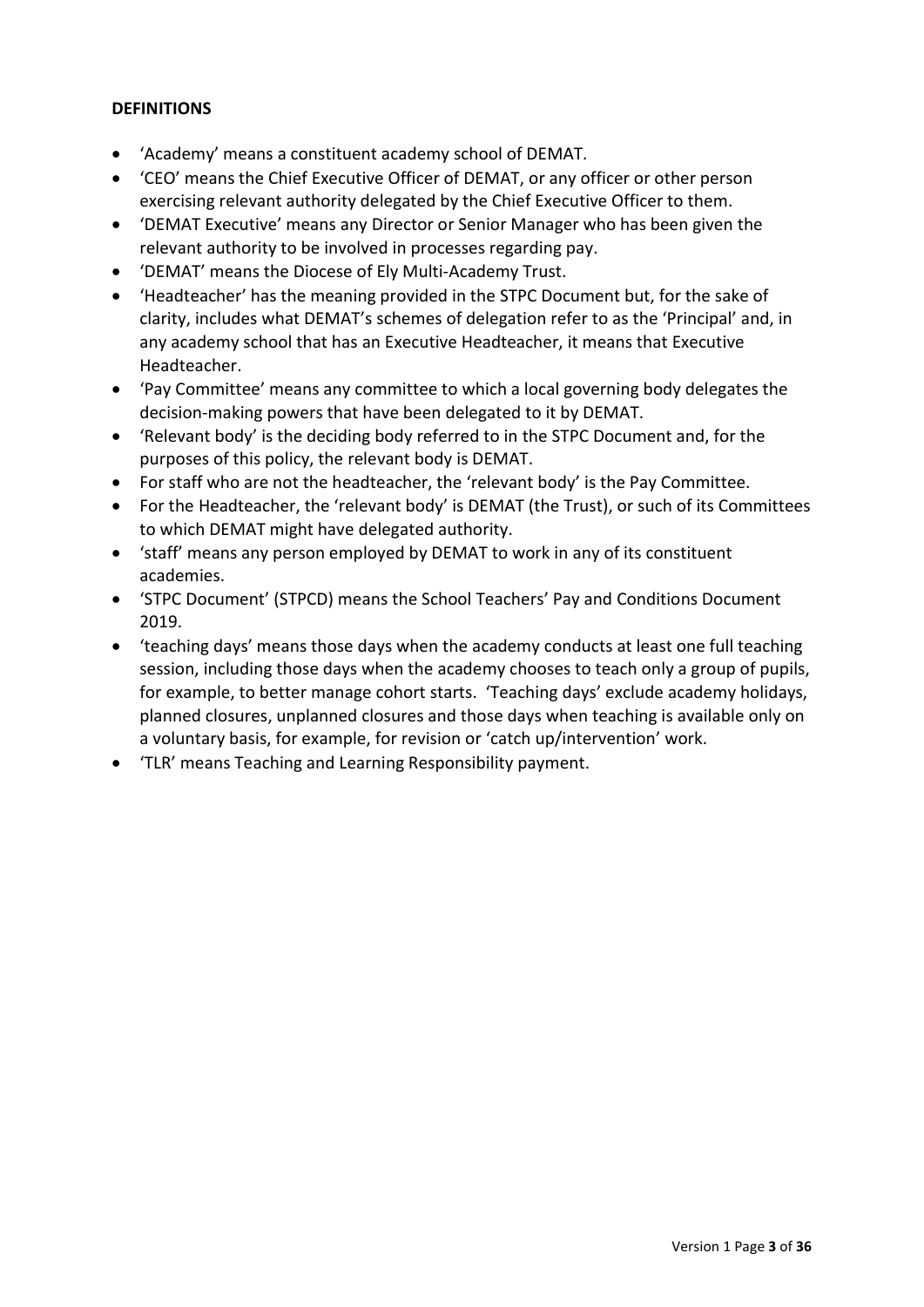**DEFINITIONS**

- 'Academy' means a constituent academy school of DEMAT.
- 'CEO' means the Chief Executive Officer of DEMAT, or any officer or other person exercising relevant authority delegated by the Chief Executive Officer to them.
- 'DEMAT Executive' means any Director or Senior Manager who has been given the relevant authority to be involved in processes regarding pay.
- 'DEMAT' means the Diocese of Ely Multi-Academy Trust.
- 'Headteacher' has the meaning provided in the STPC Document but, for the sake of clarity, includes what DEMAT's schemes of delegation refer to as the 'Principal' and, in any academy school that has an Executive Headteacher, it means that Executive Headteacher.
- 'Pay Committee' means any committee to which a local governing body delegates the decision-making powers that have been delegated to it by DEMAT.
- 'Relevant body' is the deciding body referred to in the STPC Document and, for the purposes of this policy, the relevant body is DEMAT.
- For staff who are not the headteacher, the 'relevant body' is the Pay Committee.
- For the Headteacher, the 'relevant body' is DEMAT (the Trust), or such of its Committees to which DEMAT might have delegated authority.
- 'staff' means any person employed by DEMAT to work in any of its constituent academies.
- 'STPC Document' (STPCD) means the School Teachers' Pay and Conditions Document 2019.
- 'teaching days' means those days when the academy conducts at least one full teaching session, including those days when the academy chooses to teach only a group of pupils, for example, to better manage cohort starts. 'Teaching days' exclude academy holidays, planned closures, unplanned closures and those days when teaching is available only on a voluntary basis, for example, for revision or 'catch up/intervention' work.
- 'TLR' means Teaching and Learning Responsibility payment.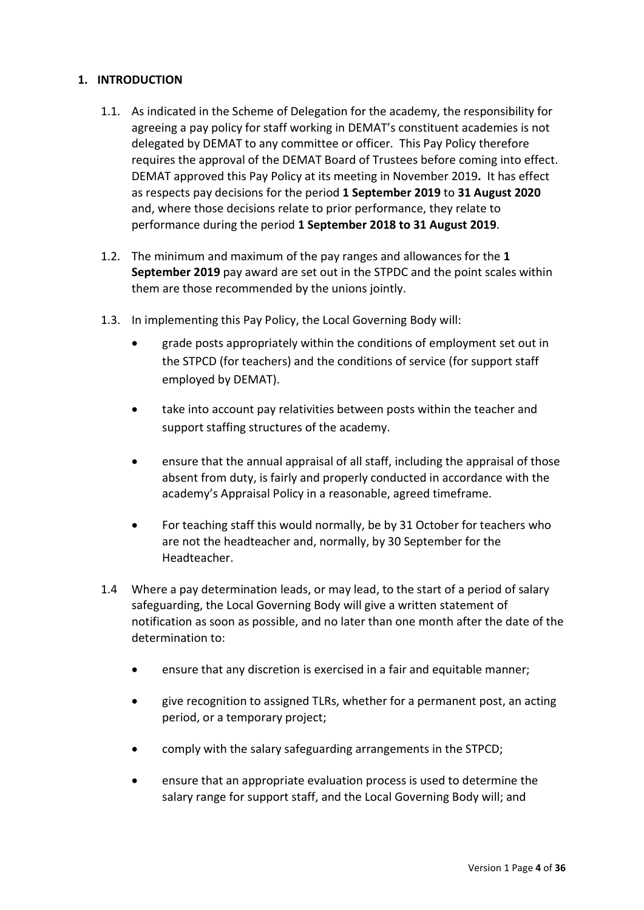## 1. INTRODUCTION

1.1. As indicated in the Scheme of Delegation for the academy, the responsibility for agreeing a pay policy for staff working in DEMAT's constituent academies is not delegated by DEMAT to any committee or officer. This Pay Policy therefore requires the approval of the DEMAT Board of Trustees before coming into effect. DEMAT approved this Pay Policy at its meeting in November 2019**.** It has effect as respects pay decisions for the period **1 September 2019** to **31 August 2020** and, where those decisions relate to prior performance, they relate to performance during the period **1 September 2018 to 31 August 2019**.

1.2. The minimum and maximum of the pay ranges and allowances for the **1 September 2019** pay award are set out in the STPDC and the point scales within them are those recommended by the unions jointly.

1.3. In implementing this Pay Policy, the Local Governing Body will:

- grade posts appropriately within the conditions of employment set out in the STPCD (for teachers) and the conditions of service (for support staff employed by DEMAT).
- take into account pay relativities between posts within the teacher and support staffing structures of the academy.
- ensure that the annual appraisal of all staff, including the appraisal of those absent from duty, is fairly and properly conducted in accordance with the academy's Appraisal Policy in a reasonable, agreed timeframe.
- For teaching staff this would normally, be by 31 October for teachers who are not the headteacher and, normally, by 30 September for the Headteacher.

1.4 Where a pay determination leads, or may lead, to the start of a period of salary safeguarding, the Local Governing Body will give a written statement of notification as soon as possible, and no later than one month after the date of the determination to:

- ensure that any discretion is exercised in a fair and equitable manner;
- give recognition to assigned TLRs, whether for a permanent post, an acting period, or a temporary project;
- comply with the salary safeguarding arrangements in the STPCD;
- ensure that an appropriate evaluation process is used to determine the salary range for support staff, and the Local Governing Body will; and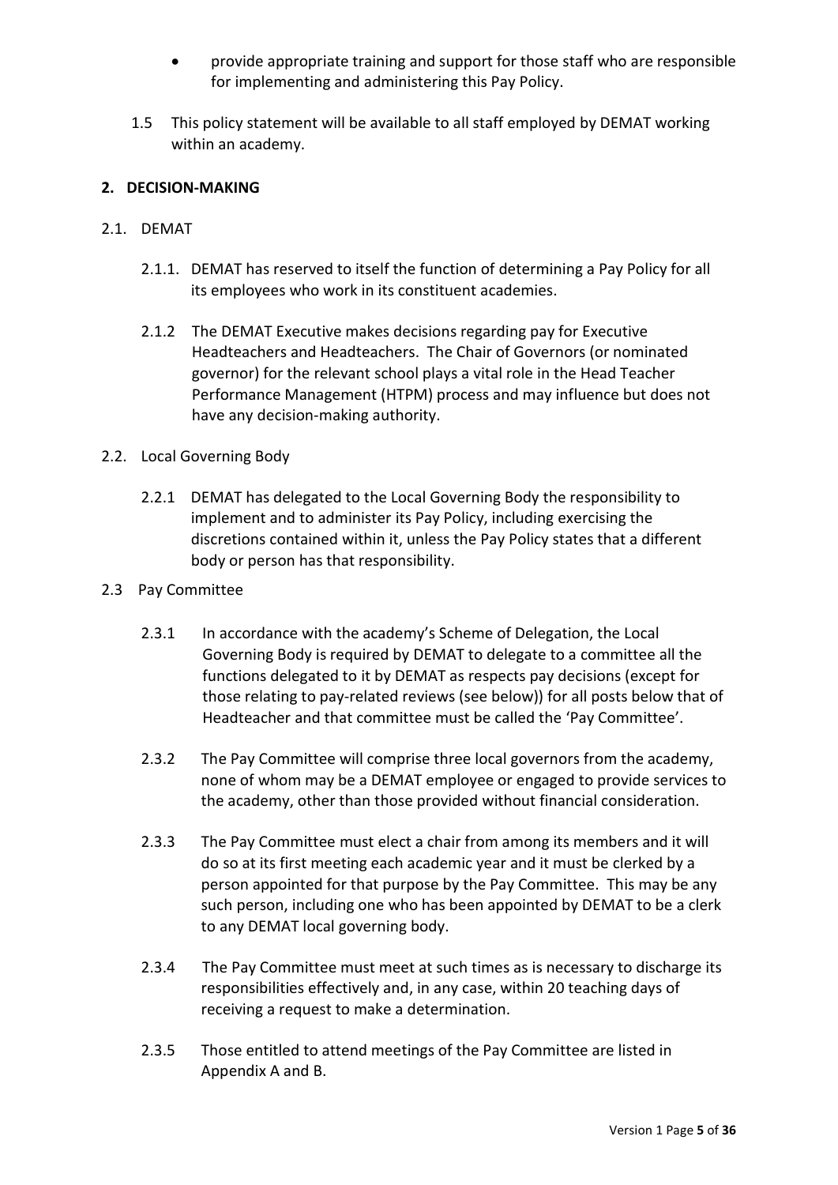- provide appropriate training and support for those staff who are responsible for implementing and administering this Pay Policy.

1.5 This policy statement will be available to all staff employed by DEMAT working within an academy.

## 2. DECISION-MAKING

### 2.1. DEMAT

2.1.1. DEMAT has reserved to itself the function of determining a Pay Policy for all its employees who work in its constituent academies.

2.1.2 The DEMAT Executive makes decisions regarding pay for Executive Headteachers and Headteachers. The Chair of Governors (or nominated governor) for the relevant school plays a vital role in the Head Teacher Performance Management (HTPM) process and may influence but does not have any decision-making authority.

### 2.2. Local Governing Body

2.2.1 DEMAT has delegated to the Local Governing Body the responsibility to implement and to administer its Pay Policy, including exercising the discretions contained within it, unless the Pay Policy states that a different body or person has that responsibility.

### 2.3 Pay Committee

2.3.1 In accordance with the academy's Scheme of Delegation, the Local Governing Body is required by DEMAT to delegate to a committee all the functions delegated to it by DEMAT as respects pay decisions (except for those relating to pay-related reviews (see below)) for all posts below that of Headteacher and that committee must be called the 'Pay Committee'.

2.3.2 The Pay Committee will comprise three local governors from the academy, none of whom may be a DEMAT employee or engaged to provide services to the academy, other than those provided without financial consideration.

2.3.3 The Pay Committee must elect a chair from among its members and it will do so at its first meeting each academic year and it must be clerked by a person appointed for that purpose by the Pay Committee. This may be any such person, including one who has been appointed by DEMAT to be a clerk to any DEMAT local governing body.

2.3.4 The Pay Committee must meet at such times as is necessary to discharge its responsibilities effectively and, in any case, within 20 teaching days of receiving a request to make a determination.

2.3.5 Those entitled to attend meetings of the Pay Committee are listed in Appendix A and B.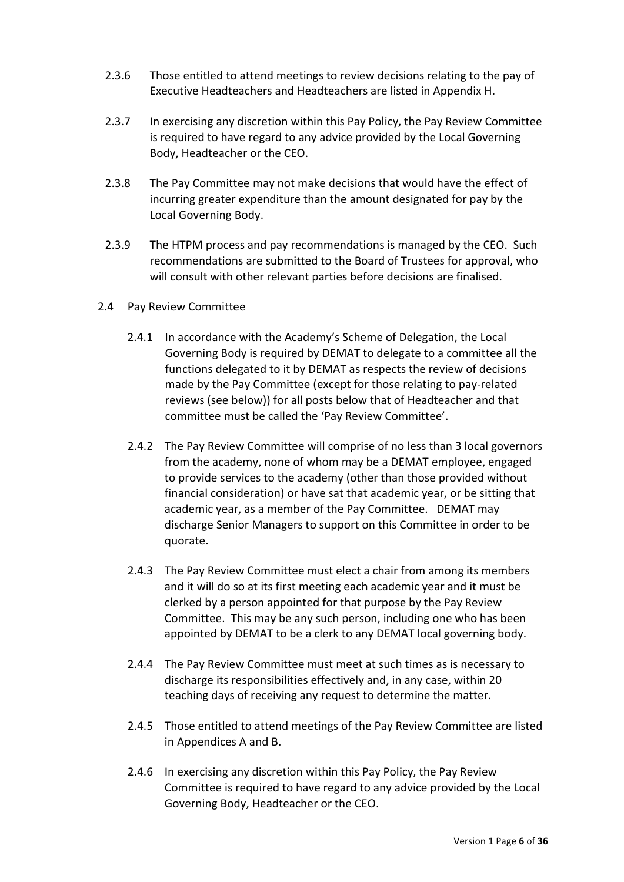2.3.6 Those entitled to attend meetings to review decisions relating to the pay of Executive Headteachers and Headteachers are listed in Appendix H.

2.3.7 In exercising any discretion within this Pay Policy, the Pay Review Committee is required to have regard to any advice provided by the Local Governing Body, Headteacher or the CEO.

2.3.8 The Pay Committee may not make decisions that would have the effect of incurring greater expenditure than the amount designated for pay by the Local Governing Body.

2.3.9 The HTPM process and pay recommendations is managed by the CEO. Such recommendations are submitted to the Board of Trustees for approval, who will consult with other relevant parties before decisions are finalised.

2.4 Pay Review Committee

2.4.1 In accordance with the Academy's Scheme of Delegation, the Local Governing Body is required by DEMAT to delegate to a committee all the functions delegated to it by DEMAT as respects the review of decisions made by the Pay Committee (except for those relating to pay-related reviews (see below)) for all posts below that of Headteacher and that committee must be called the 'Pay Review Committee'.

2.4.2 The Pay Review Committee will comprise of no less than 3 local governors from the academy, none of whom may be a DEMAT employee, engaged to provide services to the academy (other than those provided without financial consideration) or have sat that academic year, or be sitting that academic year, as a member of the Pay Committee. DEMAT may discharge Senior Managers to support on this Committee in order to be quorate.

2.4.3 The Pay Review Committee must elect a chair from among its members and it will do so at its first meeting each academic year and it must be clerked by a person appointed for that purpose by the Pay Review Committee. This may be any such person, including one who has been appointed by DEMAT to be a clerk to any DEMAT local governing body.

2.4.4 The Pay Review Committee must meet at such times as is necessary to discharge its responsibilities effectively and, in any case, within 20 teaching days of receiving any request to determine the matter.

2.4.5 Those entitled to attend meetings of the Pay Review Committee are listed in Appendices A and B.

2.4.6 In exercising any discretion within this Pay Policy, the Pay Review Committee is required to have regard to any advice provided by the Local Governing Body, Headteacher or the CEO.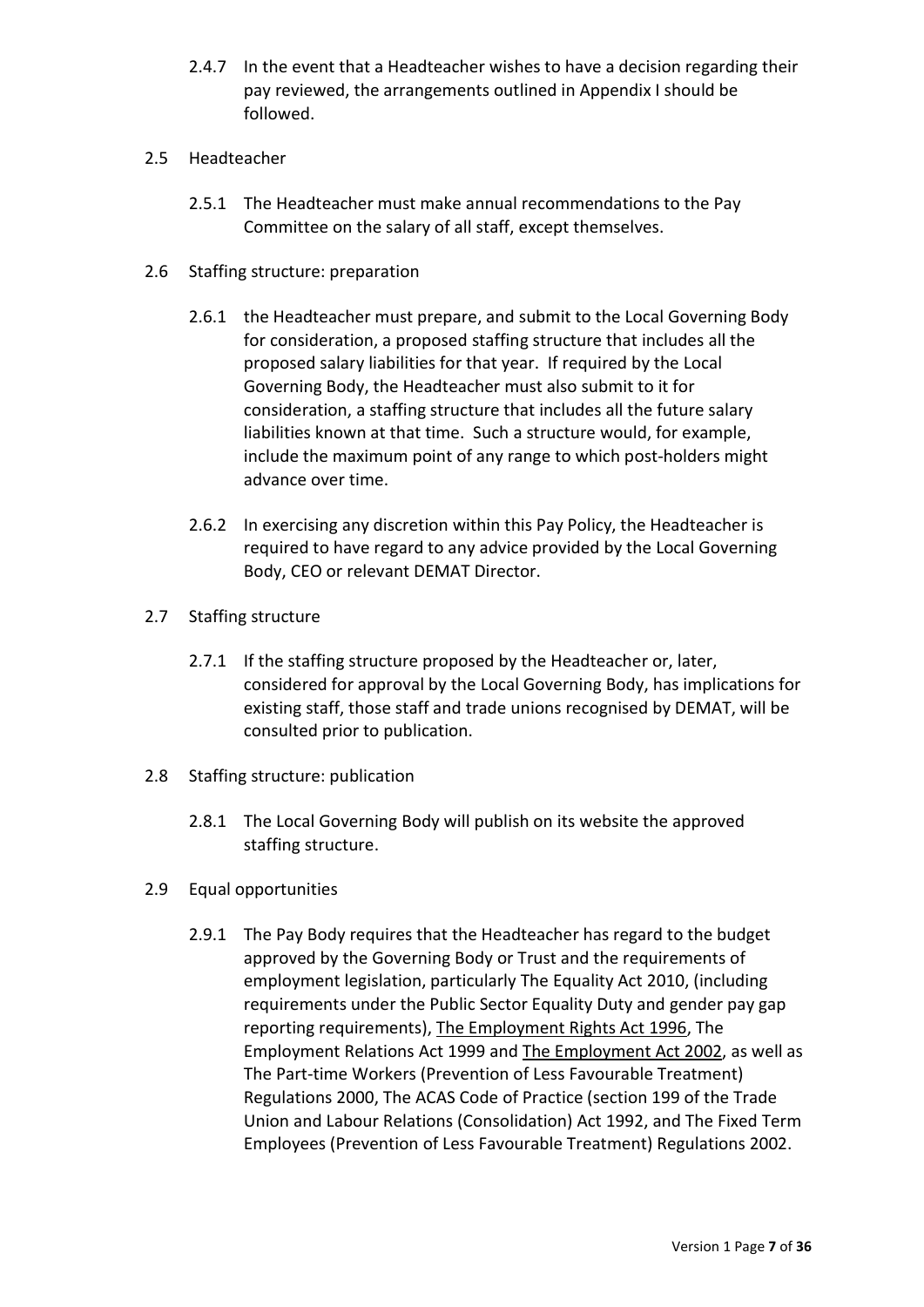2.4.7 In the event that a Headteacher wishes to have a decision regarding their pay reviewed, the arrangements outlined in Appendix I should be followed.

2.5 Headteacher

2.5.1 The Headteacher must make annual recommendations to the Pay Committee on the salary of all staff, except themselves.

2.6 Staffing structure: preparation

2.6.1 the Headteacher must prepare, and submit to the Local Governing Body for consideration, a proposed staffing structure that includes all the proposed salary liabilities for that year. If required by the Local Governing Body, the Headteacher must also submit to it for consideration, a staffing structure that includes all the future salary liabilities known at that time. Such a structure would, for example, include the maximum point of any range to which post-holders might advance over time.

2.6.2 In exercising any discretion within this Pay Policy, the Headteacher is required to have regard to any advice provided by the Local Governing Body, CEO or relevant DEMAT Director.

2.7 Staffing structure

2.7.1 If the staffing structure proposed by the Headteacher or, later, considered for approval by the Local Governing Body, has implications for existing staff, those staff and trade unions recognised by DEMAT, will be consulted prior to publication.

2.8 Staffing structure: publication

2.8.1 The Local Governing Body will publish on its website the approved staffing structure.

2.9 Equal opportunities

2.9.1 The Pay Body requires that the Headteacher has regard to the budget approved by the Governing Body or Trust and the requirements of employment legislation, particularly The Equality Act 2010, (including requirements under the Public Sector Equality Duty and gender pay gap reporting requirements), The Employment Rights Act 1996, The Employment Relations Act 1999 and The Employment Act 2002, as well as The Part-time Workers (Prevention of Less Favourable Treatment) Regulations 2000, The ACAS Code of Practice (section 199 of the Trade Union and Labour Relations (Consolidation) Act 1992, and The Fixed Term Employees (Prevention of Less Favourable Treatment) Regulations 2002.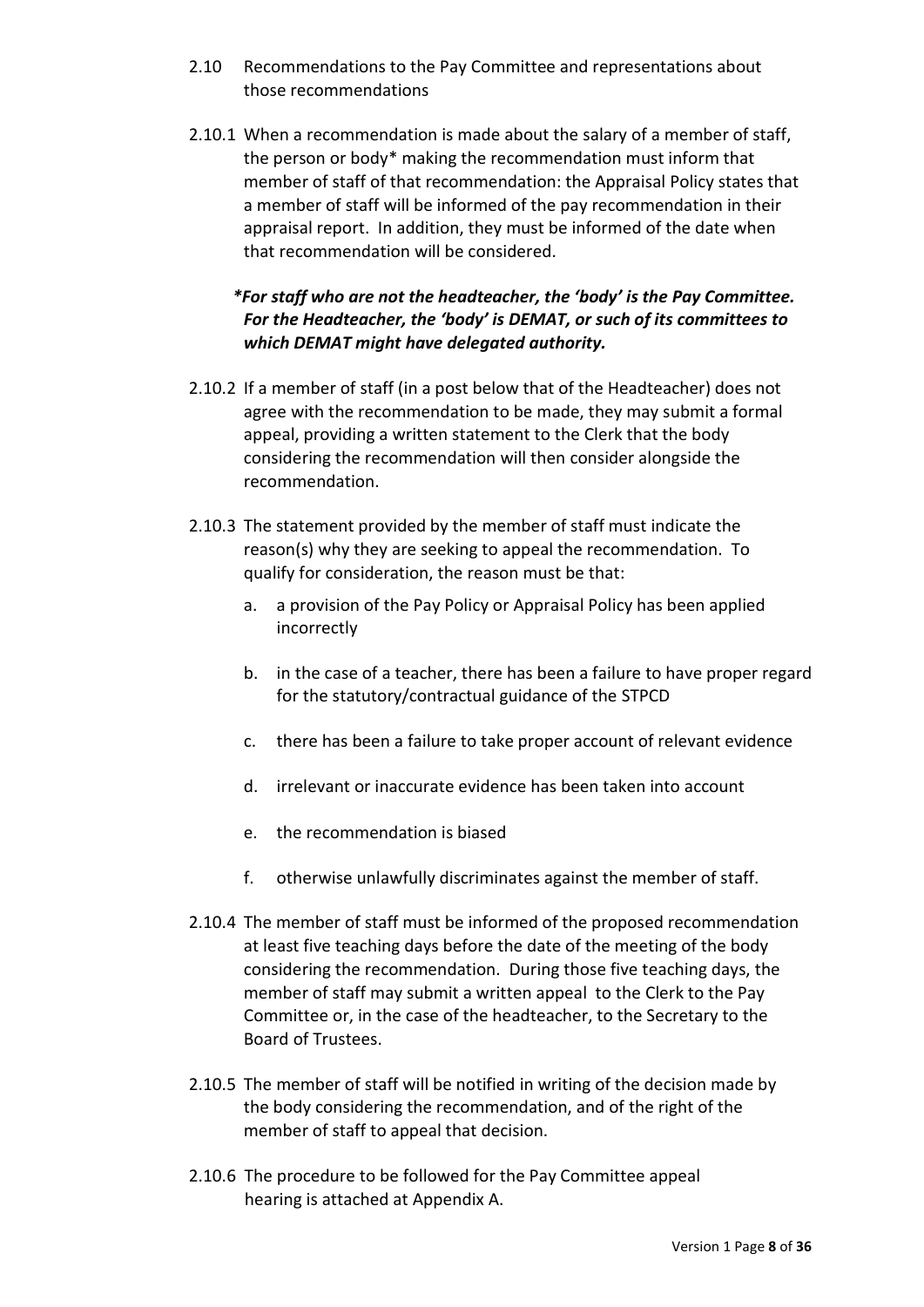## 2.10 Recommendations to the Pay Committee and representations about those recommendations

2.10.1 When a recommendation is made about the salary of a member of staff, the person or body* making the recommendation must inform that member of staff of that recommendation: the Appraisal Policy states that a member of staff will be informed of the pay recommendation in their appraisal report. In addition, they must be informed of the date when that recommendation will be considered.

***For staff who are not the headteacher, the 'body' is the Pay Committee. For the Headteacher, the 'body' is DEMAT, or such of its committees to which DEMAT might have delegated authority.***

2.10.2 If a member of staff (in a post below that of the Headteacher) does not agree with the recommendation to be made, they may submit a formal appeal, providing a written statement to the Clerk that the body considering the recommendation will then consider alongside the recommendation.

2.10.3 The statement provided by the member of staff must indicate the reason(s) why they are seeking to appeal the recommendation. To qualify for consideration, the reason must be that:

a. a provision of the Pay Policy or Appraisal Policy has been applied incorrectly

b. in the case of a teacher, there has been a failure to have proper regard for the statutory/contractual guidance of the STPCD

c. there has been a failure to take proper account of relevant evidence

d. irrelevant or inaccurate evidence has been taken into account

e. the recommendation is biased

f. otherwise unlawfully discriminates against the member of staff.

2.10.4 The member of staff must be informed of the proposed recommendation at least five teaching days before the date of the meeting of the body considering the recommendation. During those five teaching days, the member of staff may submit a written appeal to the Clerk to the Pay Committee or, in the case of the headteacher, to the Secretary to the Board of Trustees.

2.10.5 The member of staff will be notified in writing of the decision made by the body considering the recommendation, and of the right of the member of staff to appeal that decision.

2.10.6 The procedure to be followed for the Pay Committee appeal hearing is attached at Appendix A.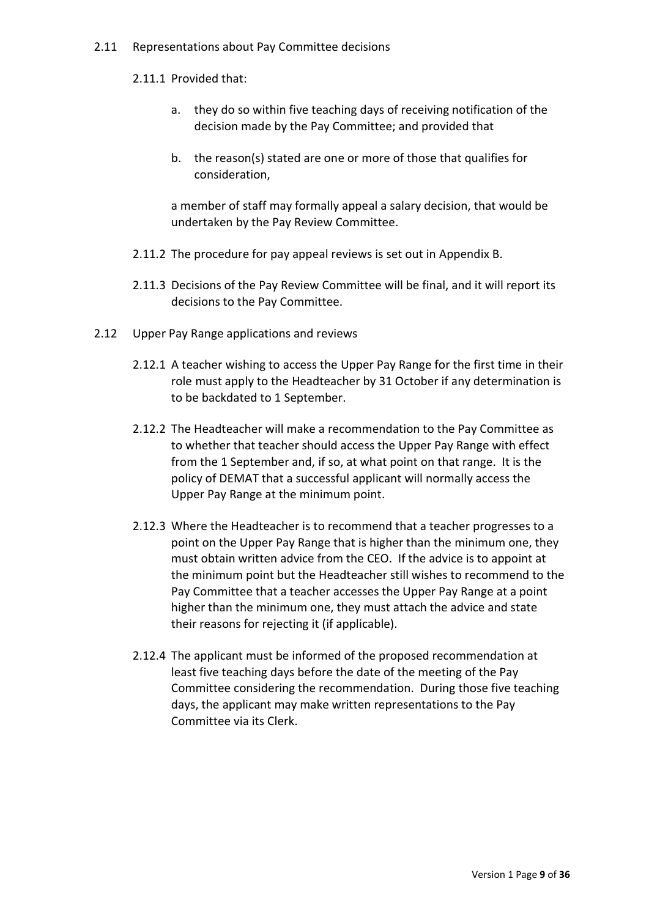### 2.11 Representations about Pay Committee decisions

2.11.1 Provided that:

a. they do so within five teaching days of receiving notification of the decision made by the Pay Committee; and provided that

b. the reason(s) stated are one or more of those that qualifies for consideration,

a member of staff may formally appeal a salary decision, that would be undertaken by the Pay Review Committee.

2.11.2 The procedure for pay appeal reviews is set out in Appendix B.

2.11.3 Decisions of the Pay Review Committee will be final, and it will report its decisions to the Pay Committee.

### 2.12 Upper Pay Range applications and reviews

2.12.1 A teacher wishing to access the Upper Pay Range for the first time in their role must apply to the Headteacher by 31 October if any determination is to be backdated to 1 September.

2.12.2 The Headteacher will make a recommendation to the Pay Committee as to whether that teacher should access the Upper Pay Range with effect from the 1 September and, if so, at what point on that range. It is the policy of DEMAT that a successful applicant will normally access the Upper Pay Range at the minimum point.

2.12.3 Where the Headteacher is to recommend that a teacher progresses to a point on the Upper Pay Range that is higher than the minimum one, they must obtain written advice from the CEO. If the advice is to appoint at the minimum point but the Headteacher still wishes to recommend to the Pay Committee that a teacher accesses the Upper Pay Range at a point higher than the minimum one, they must attach the advice and state their reasons for rejecting it (if applicable).

2.12.4 The applicant must be informed of the proposed recommendation at least five teaching days before the date of the meeting of the Pay Committee considering the recommendation. During those five teaching days, the applicant may make written representations to the Pay Committee via its Clerk.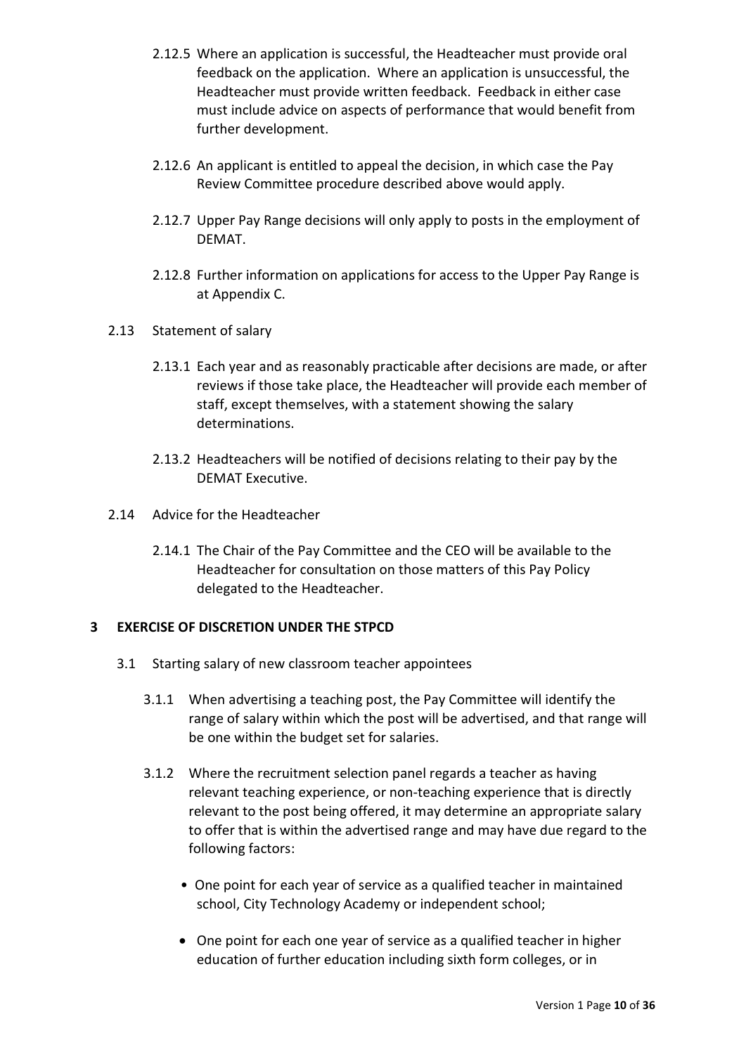2.12.5 Where an application is successful, the Headteacher must provide oral feedback on the application. Where an application is unsuccessful, the Headteacher must provide written feedback. Feedback in either case must include advice on aspects of performance that would benefit from further development.

2.12.6 An applicant is entitled to appeal the decision, in which case the Pay Review Committee procedure described above would apply.

2.12.7 Upper Pay Range decisions will only apply to posts in the employment of DEMAT.

2.12.8 Further information on applications for access to the Upper Pay Range is at Appendix C.

2.13 Statement of salary

2.13.1 Each year and as reasonably practicable after decisions are made, or after reviews if those take place, the Headteacher will provide each member of staff, except themselves, with a statement showing the salary determinations.

2.13.2 Headteachers will be notified of decisions relating to their pay by the DEMAT Executive.

2.14 Advice for the Headteacher

2.14.1 The Chair of the Pay Committee and the CEO will be available to the Headteacher for consultation on those matters of this Pay Policy delegated to the Headteacher.

## 3 EXERCISE OF DISCRETION UNDER THE STPCD

3.1 Starting salary of new classroom teacher appointees

3.1.1 When advertising a teaching post, the Pay Committee will identify the range of salary within which the post will be advertised, and that range will be one within the budget set for salaries.

3.1.2 Where the recruitment selection panel regards a teacher as having relevant teaching experience, or non-teaching experience that is directly relevant to the post being offered, it may determine an appropriate salary to offer that is within the advertised range and may have due regard to the following factors:

- One point for each year of service as a qualified teacher in maintained school, City Technology Academy or independent school;
- One point for each one year of service as a qualified teacher in higher education of further education including sixth form colleges, or in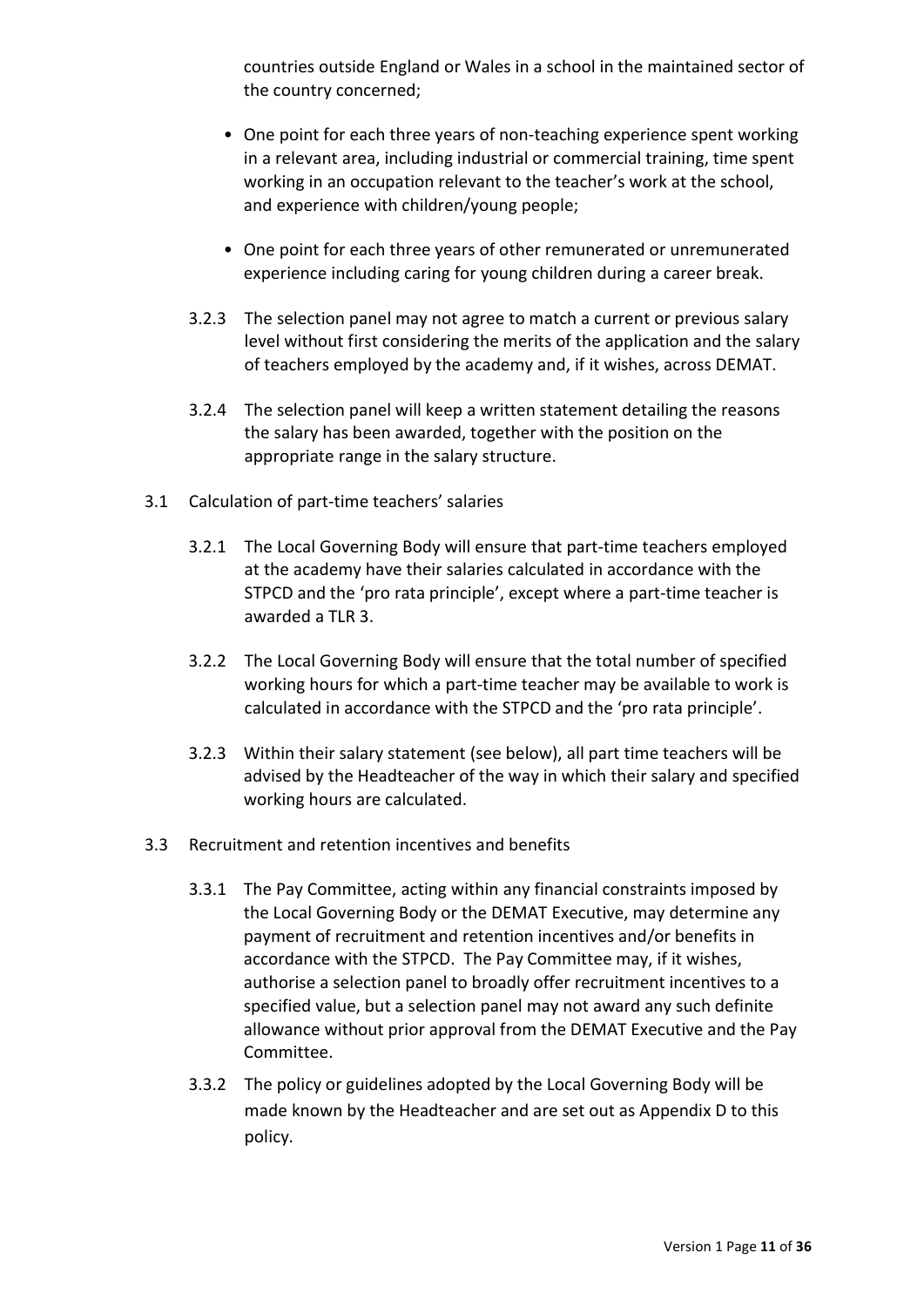countries outside England or Wales in a school in the maintained sector of the country concerned;

- One point for each three years of non-teaching experience spent working in a relevant area, including industrial or commercial training, time spent working in an occupation relevant to the teacher's work at the school, and experience with children/young people;

- One point for each three years of other remunerated or unremunerated experience including caring for young children during a career break.

3.2.3 The selection panel may not agree to match a current or previous salary level without first considering the merits of the application and the salary of teachers employed by the academy and, if it wishes, across DEMAT.

3.2.4 The selection panel will keep a written statement detailing the reasons the salary has been awarded, together with the position on the appropriate range in the salary structure.

3.1 Calculation of part-time teachers' salaries

3.2.1 The Local Governing Body will ensure that part-time teachers employed at the academy have their salaries calculated in accordance with the STPCD and the 'pro rata principle', except where a part-time teacher is awarded a TLR 3.

3.2.2 The Local Governing Body will ensure that the total number of specified working hours for which a part-time teacher may be available to work is calculated in accordance with the STPCD and the 'pro rata principle'.

3.2.3 Within their salary statement (see below), all part time teachers will be advised by the Headteacher of the way in which their salary and specified working hours are calculated.

3.3 Recruitment and retention incentives and benefits

3.3.1 The Pay Committee, acting within any financial constraints imposed by the Local Governing Body or the DEMAT Executive, may determine any payment of recruitment and retention incentives and/or benefits in accordance with the STPCD. The Pay Committee may, if it wishes, authorise a selection panel to broadly offer recruitment incentives to a specified value, but a selection panel may not award any such definite allowance without prior approval from the DEMAT Executive and the Pay Committee.

3.3.2 The policy or guidelines adopted by the Local Governing Body will be made known by the Headteacher and are set out as Appendix D to this policy.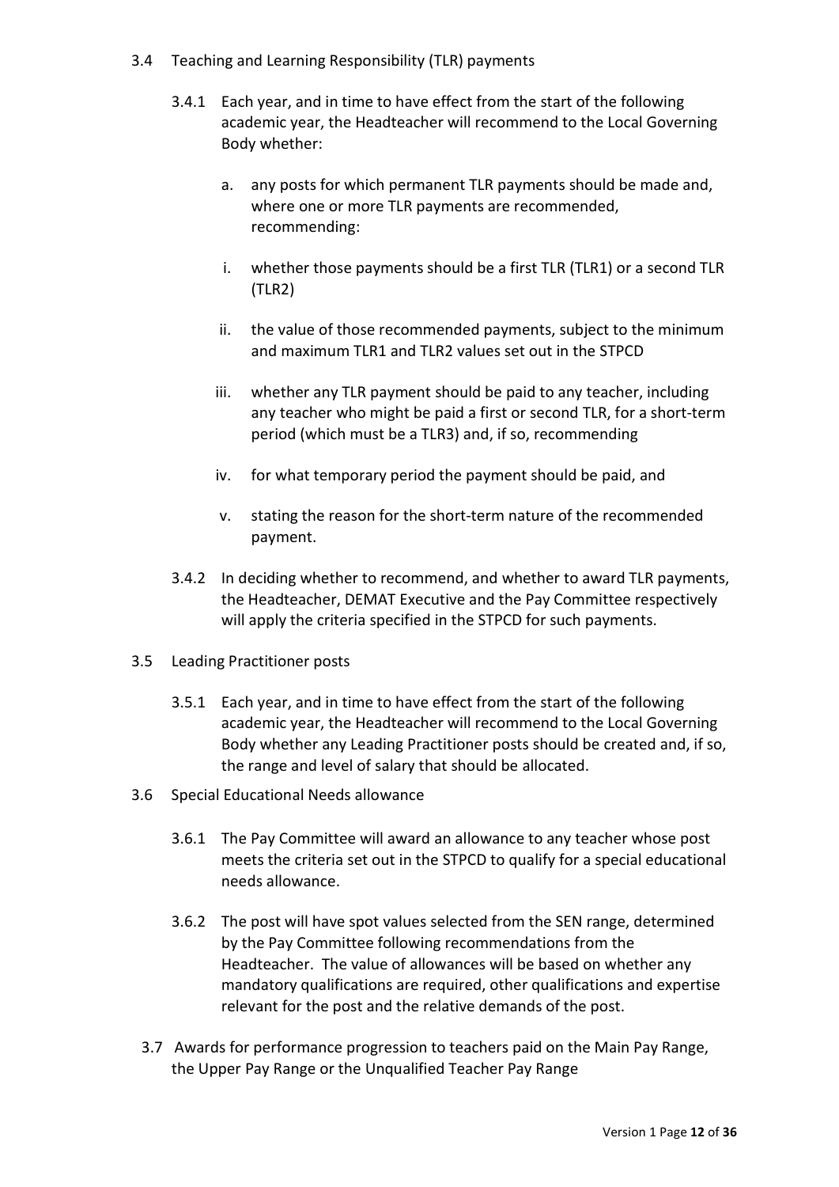3.4 Teaching and Learning Responsibility (TLR) payments

3.4.1 Each year, and in time to have effect from the start of the following academic year, the Headteacher will recommend to the Local Governing Body whether:

a. any posts for which permanent TLR payments should be made and, where one or more TLR payments are recommended, recommending:

i. whether those payments should be a first TLR (TLR1) or a second TLR (TLR2)

ii. the value of those recommended payments, subject to the minimum and maximum TLR1 and TLR2 values set out in the STPCD

iii. whether any TLR payment should be paid to any teacher, including any teacher who might be paid a first or second TLR, for a short-term period (which must be a TLR3) and, if so, recommending

iv. for what temporary period the payment should be paid, and

v. stating the reason for the short-term nature of the recommended payment.

3.4.2 In deciding whether to recommend, and whether to award TLR payments, the Headteacher, DEMAT Executive and the Pay Committee respectively will apply the criteria specified in the STPCD for such payments.

3.5 Leading Practitioner posts

3.5.1 Each year, and in time to have effect from the start of the following academic year, the Headteacher will recommend to the Local Governing Body whether any Leading Practitioner posts should be created and, if so, the range and level of salary that should be allocated.

3.6 Special Educational Needs allowance

3.6.1 The Pay Committee will award an allowance to any teacher whose post meets the criteria set out in the STPCD to qualify for a special educational needs allowance.

3.6.2 The post will have spot values selected from the SEN range, determined by the Pay Committee following recommendations from the Headteacher. The value of allowances will be based on whether any mandatory qualifications are required, other qualifications and expertise relevant for the post and the relative demands of the post.

3.7 Awards for performance progression to teachers paid on the Main Pay Range, the Upper Pay Range or the Unqualified Teacher Pay Range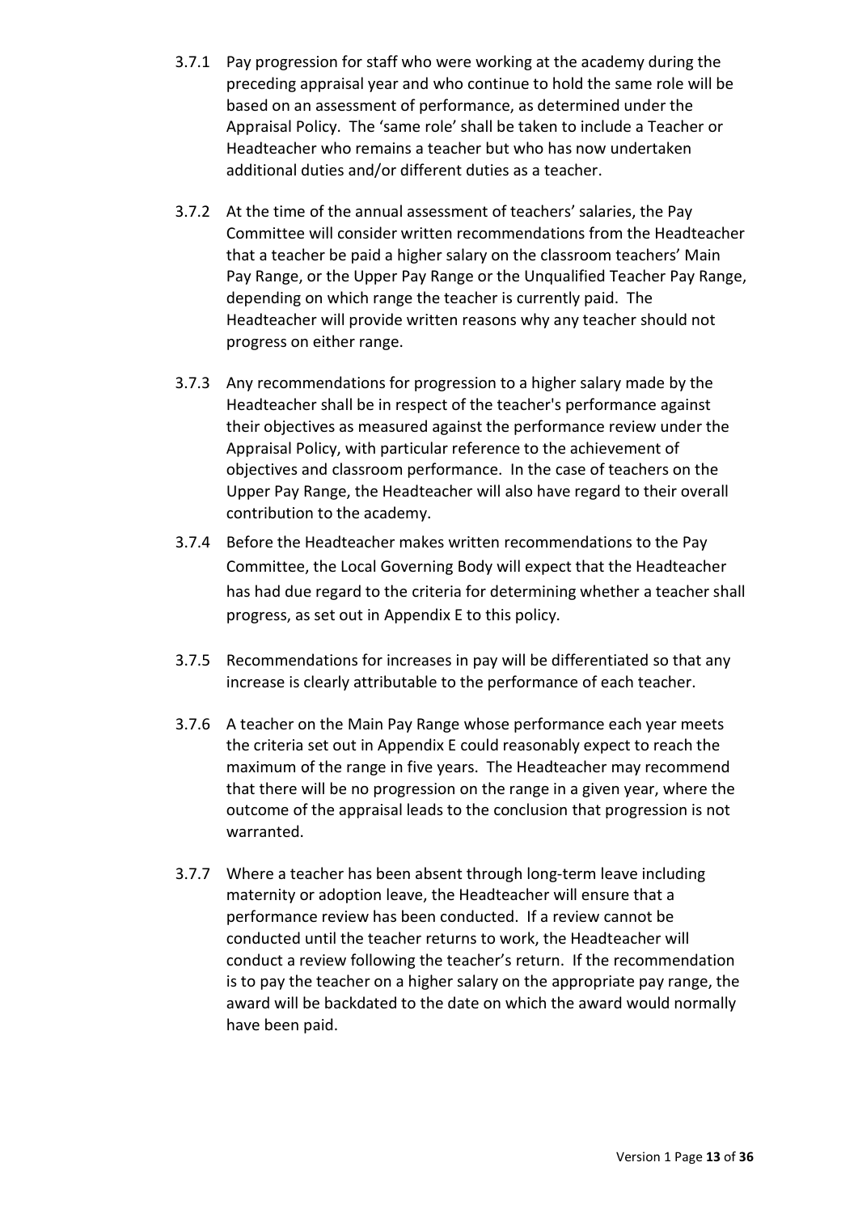3.7.1 Pay progression for staff who were working at the academy during the preceding appraisal year and who continue to hold the same role will be based on an assessment of performance, as determined under the Appraisal Policy. The 'same role' shall be taken to include a Teacher or Headteacher who remains a teacher but who has now undertaken additional duties and/or different duties as a teacher.

3.7.2 At the time of the annual assessment of teachers' salaries, the Pay Committee will consider written recommendations from the Headteacher that a teacher be paid a higher salary on the classroom teachers' Main Pay Range, or the Upper Pay Range or the Unqualified Teacher Pay Range, depending on which range the teacher is currently paid. The Headteacher will provide written reasons why any teacher should not progress on either range.

3.7.3 Any recommendations for progression to a higher salary made by the Headteacher shall be in respect of the teacher's performance against their objectives as measured against the performance review under the Appraisal Policy, with particular reference to the achievement of objectives and classroom performance. In the case of teachers on the Upper Pay Range, the Headteacher will also have regard to their overall contribution to the academy.

3.7.4 Before the Headteacher makes written recommendations to the Pay Committee, the Local Governing Body will expect that the Headteacher has had due regard to the criteria for determining whether a teacher shall progress, as set out in Appendix E to this policy.

3.7.5 Recommendations for increases in pay will be differentiated so that any increase is clearly attributable to the performance of each teacher.

3.7.6 A teacher on the Main Pay Range whose performance each year meets the criteria set out in Appendix E could reasonably expect to reach the maximum of the range in five years. The Headteacher may recommend that there will be no progression on the range in a given year, where the outcome of the appraisal leads to the conclusion that progression is not warranted.

3.7.7 Where a teacher has been absent through long-term leave including maternity or adoption leave, the Headteacher will ensure that a performance review has been conducted. If a review cannot be conducted until the teacher returns to work, the Headteacher will conduct a review following the teacher's return. If the recommendation is to pay the teacher on a higher salary on the appropriate pay range, the award will be backdated to the date on which the award would normally have been paid.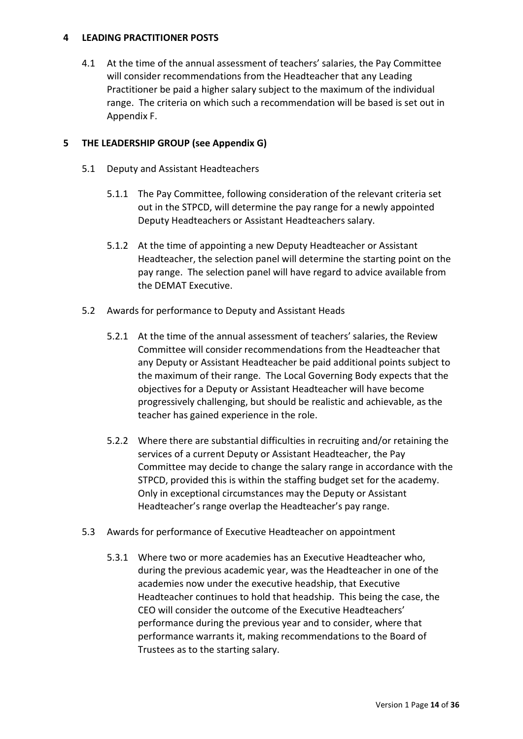## 4 LEADING PRACTITIONER POSTS

4.1 At the time of the annual assessment of teachers' salaries, the Pay Committee will consider recommendations from the Headteacher that any Leading Practitioner be paid a higher salary subject to the maximum of the individual range. The criteria on which such a recommendation will be based is set out in Appendix F.

## 5 THE LEADERSHIP GROUP (see Appendix G)

### 5.1 Deputy and Assistant Headteachers

5.1.1 The Pay Committee, following consideration of the relevant criteria set out in the STPCD, will determine the pay range for a newly appointed Deputy Headteachers or Assistant Headteachers salary.

5.1.2 At the time of appointing a new Deputy Headteacher or Assistant Headteacher, the selection panel will determine the starting point on the pay range. The selection panel will have regard to advice available from the DEMAT Executive.

### 5.2 Awards for performance to Deputy and Assistant Heads

5.2.1 At the time of the annual assessment of teachers' salaries, the Review Committee will consider recommendations from the Headteacher that any Deputy or Assistant Headteacher be paid additional points subject to the maximum of their range. The Local Governing Body expects that the objectives for a Deputy or Assistant Headteacher will have become progressively challenging, but should be realistic and achievable, as the teacher has gained experience in the role.

5.2.2 Where there are substantial difficulties in recruiting and/or retaining the services of a current Deputy or Assistant Headteacher, the Pay Committee may decide to change the salary range in accordance with the STPCD, provided this is within the staffing budget set for the academy. Only in exceptional circumstances may the Deputy or Assistant Headteacher's range overlap the Headteacher's pay range.

### 5.3 Awards for performance of Executive Headteacher on appointment

5.3.1 Where two or more academies has an Executive Headteacher who, during the previous academic year, was the Headteacher in one of the academies now under the executive headship, that Executive Headteacher continues to hold that headship. This being the case, the CEO will consider the outcome of the Executive Headteachers' performance during the previous year and to consider, where that performance warrants it, making recommendations to the Board of Trustees as to the starting salary.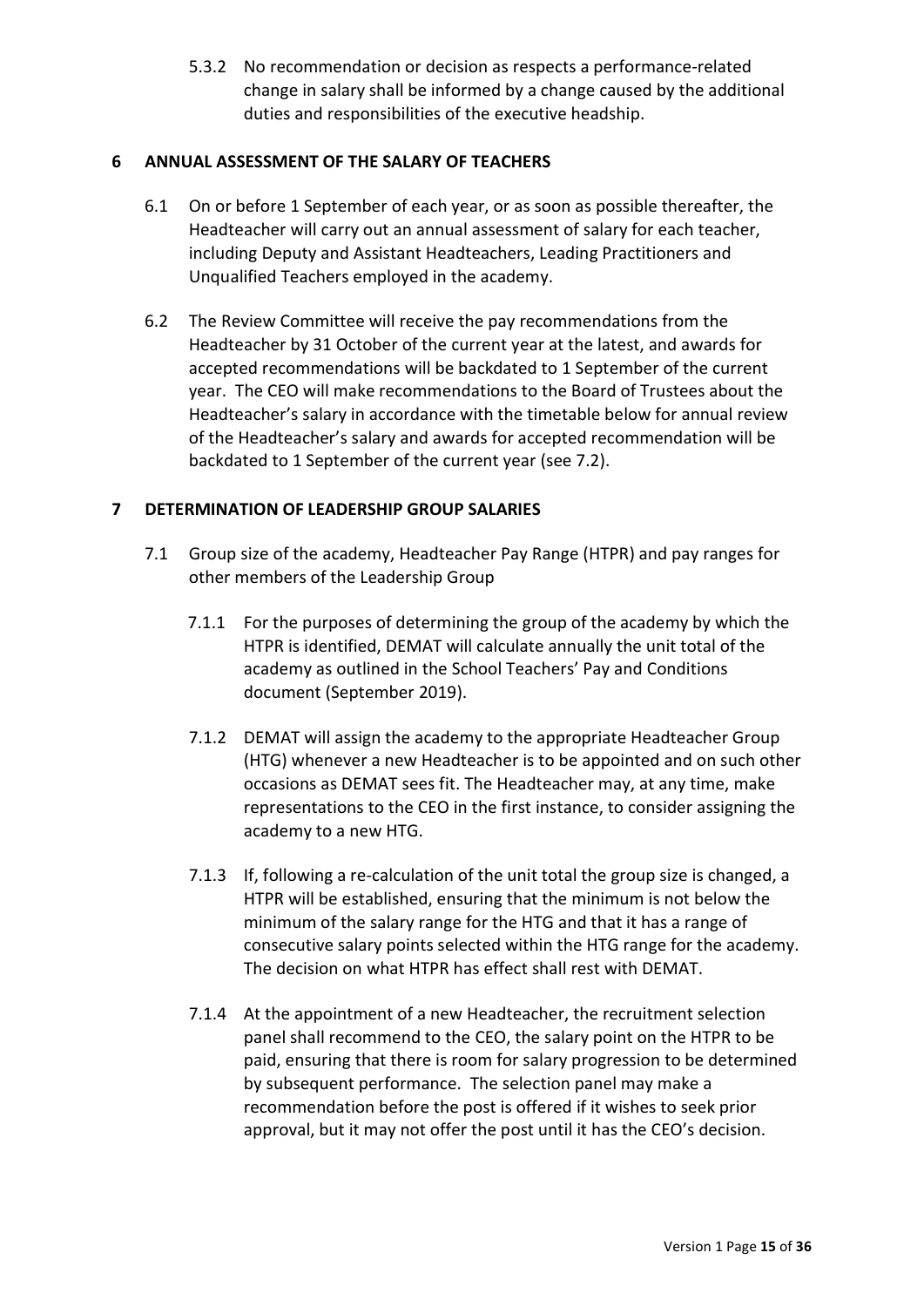5.3.2 No recommendation or decision as respects a performance-related change in salary shall be informed by a change caused by the additional duties and responsibilities of the executive headship.

## 6 ANNUAL ASSESSMENT OF THE SALARY OF TEACHERS

6.1 On or before 1 September of each year, or as soon as possible thereafter, the Headteacher will carry out an annual assessment of salary for each teacher, including Deputy and Assistant Headteachers, Leading Practitioners and Unqualified Teachers employed in the academy.

6.2 The Review Committee will receive the pay recommendations from the Headteacher by 31 October of the current year at the latest, and awards for accepted recommendations will be backdated to 1 September of the current year. The CEO will make recommendations to the Board of Trustees about the Headteacher's salary in accordance with the timetable below for annual review of the Headteacher's salary and awards for accepted recommendation will be backdated to 1 September of the current year (see 7.2).

## 7 DETERMINATION OF LEADERSHIP GROUP SALARIES

7.1 Group size of the academy, Headteacher Pay Range (HTPR) and pay ranges for other members of the Leadership Group

7.1.1 For the purposes of determining the group of the academy by which the HTPR is identified, DEMAT will calculate annually the unit total of the academy as outlined in the School Teachers' Pay and Conditions document (September 2019).

7.1.2 DEMAT will assign the academy to the appropriate Headteacher Group (HTG) whenever a new Headteacher is to be appointed and on such other occasions as DEMAT sees fit. The Headteacher may, at any time, make representations to the CEO in the first instance, to consider assigning the academy to a new HTG.

7.1.3 If, following a re-calculation of the unit total the group size is changed, a HTPR will be established, ensuring that the minimum is not below the minimum of the salary range for the HTG and that it has a range of consecutive salary points selected within the HTG range for the academy. The decision on what HTPR has effect shall rest with DEMAT.

7.1.4 At the appointment of a new Headteacher, the recruitment selection panel shall recommend to the CEO, the salary point on the HTPR to be paid, ensuring that there is room for salary progression to be determined by subsequent performance. The selection panel may make a recommendation before the post is offered if it wishes to seek prior approval, but it may not offer the post until it has the CEO's decision.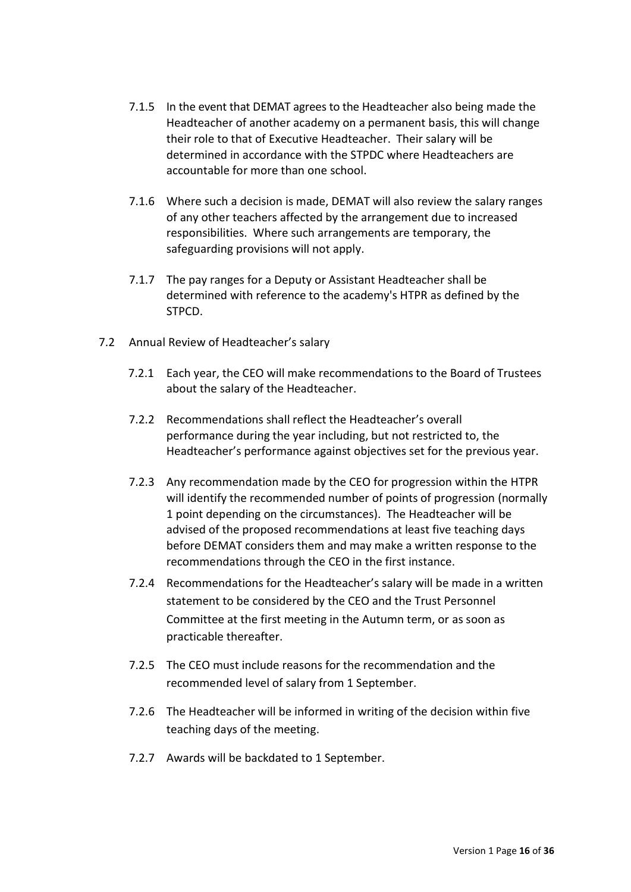7.1.5 In the event that DEMAT agrees to the Headteacher also being made the Headteacher of another academy on a permanent basis, this will change their role to that of Executive Headteacher. Their salary will be determined in accordance with the STPDC where Headteachers are accountable for more than one school.

7.1.6 Where such a decision is made, DEMAT will also review the salary ranges of any other teachers affected by the arrangement due to increased responsibilities. Where such arrangements are temporary, the safeguarding provisions will not apply.

7.1.7 The pay ranges for a Deputy or Assistant Headteacher shall be determined with reference to the academy's HTPR as defined by the STPCD.

7.2 Annual Review of Headteacher's salary

7.2.1 Each year, the CEO will make recommendations to the Board of Trustees about the salary of the Headteacher.

7.2.2 Recommendations shall reflect the Headteacher's overall performance during the year including, but not restricted to, the Headteacher's performance against objectives set for the previous year.

7.2.3 Any recommendation made by the CEO for progression within the HTPR will identify the recommended number of points of progression (normally 1 point depending on the circumstances). The Headteacher will be advised of the proposed recommendations at least five teaching days before DEMAT considers them and may make a written response to the recommendations through the CEO in the first instance.

7.2.4 Recommendations for the Headteacher's salary will be made in a written statement to be considered by the CEO and the Trust Personnel Committee at the first meeting in the Autumn term, or as soon as practicable thereafter.

7.2.5 The CEO must include reasons for the recommendation and the recommended level of salary from 1 September.

7.2.6 The Headteacher will be informed in writing of the decision within five teaching days of the meeting.

7.2.7 Awards will be backdated to 1 September.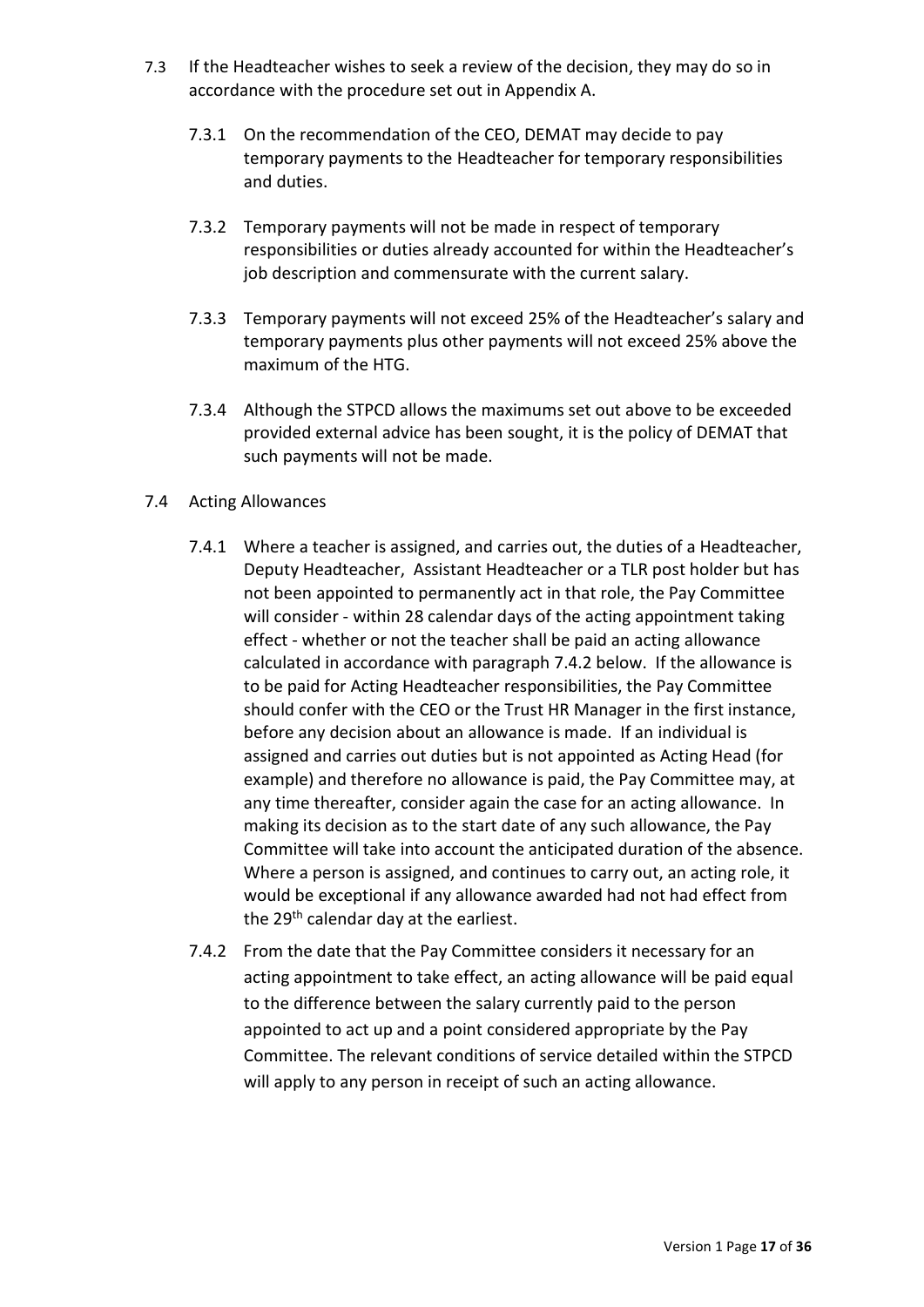7.3 If the Headteacher wishes to seek a review of the decision, they may do so in accordance with the procedure set out in Appendix A.

7.3.1 On the recommendation of the CEO, DEMAT may decide to pay temporary payments to the Headteacher for temporary responsibilities and duties.

7.3.2 Temporary payments will not be made in respect of temporary responsibilities or duties already accounted for within the Headteacher's job description and commensurate with the current salary.

7.3.3 Temporary payments will not exceed 25% of the Headteacher's salary and temporary payments plus other payments will not exceed 25% above the maximum of the HTG.

7.3.4 Although the STPCD allows the maximums set out above to be exceeded provided external advice has been sought, it is the policy of DEMAT that such payments will not be made.

7.4 Acting Allowances

7.4.1 Where a teacher is assigned, and carries out, the duties of a Headteacher, Deputy Headteacher, Assistant Headteacher or a TLR post holder but has not been appointed to permanently act in that role, the Pay Committee will consider - within 28 calendar days of the acting appointment taking effect - whether or not the teacher shall be paid an acting allowance calculated in accordance with paragraph 7.4.2 below. If the allowance is to be paid for Acting Headteacher responsibilities, the Pay Committee should confer with the CEO or the Trust HR Manager in the first instance, before any decision about an allowance is made. If an individual is assigned and carries out duties but is not appointed as Acting Head (for example) and therefore no allowance is paid, the Pay Committee may, at any time thereafter, consider again the case for an acting allowance. In making its decision as to the start date of any such allowance, the Pay Committee will take into account the anticipated duration of the absence. Where a person is assigned, and continues to carry out, an acting role, it would be exceptional if any allowance awarded had not had effect from the 29th calendar day at the earliest.

7.4.2 From the date that the Pay Committee considers it necessary for an acting appointment to take effect, an acting allowance will be paid equal to the difference between the salary currently paid to the person appointed to act up and a point considered appropriate by the Pay Committee. The relevant conditions of service detailed within the STPCD will apply to any person in receipt of such an acting allowance.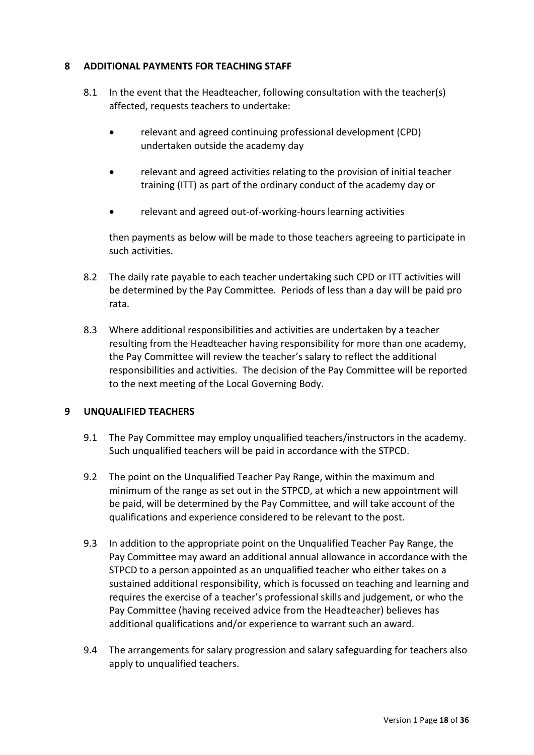## 8 ADDITIONAL PAYMENTS FOR TEACHING STAFF

8.1 In the event that the Headteacher, following consultation with the teacher(s) affected, requests teachers to undertake:

- relevant and agreed continuing professional development (CPD) undertaken outside the academy day
- relevant and agreed activities relating to the provision of initial teacher training (ITT) as part of the ordinary conduct of the academy day or
- relevant and agreed out-of-working-hours learning activities

then payments as below will be made to those teachers agreeing to participate in such activities.

8.2 The daily rate payable to each teacher undertaking such CPD or ITT activities will be determined by the Pay Committee. Periods of less than a day will be paid pro rata.

8.3 Where additional responsibilities and activities are undertaken by a teacher resulting from the Headteacher having responsibility for more than one academy, the Pay Committee will review the teacher's salary to reflect the additional responsibilities and activities. The decision of the Pay Committee will be reported to the next meeting of the Local Governing Body.

## 9 UNQUALIFIED TEACHERS

9.1 The Pay Committee may employ unqualified teachers/instructors in the academy. Such unqualified teachers will be paid in accordance with the STPCD.

9.2 The point on the Unqualified Teacher Pay Range, within the maximum and minimum of the range as set out in the STPCD, at which a new appointment will be paid, will be determined by the Pay Committee, and will take account of the qualifications and experience considered to be relevant to the post.

9.3 In addition to the appropriate point on the Unqualified Teacher Pay Range, the Pay Committee may award an additional annual allowance in accordance with the STPCD to a person appointed as an unqualified teacher who either takes on a sustained additional responsibility, which is focussed on teaching and learning and requires the exercise of a teacher's professional skills and judgement, or who the Pay Committee (having received advice from the Headteacher) believes has additional qualifications and/or experience to warrant such an award.

9.4 The arrangements for salary progression and salary safeguarding for teachers also apply to unqualified teachers.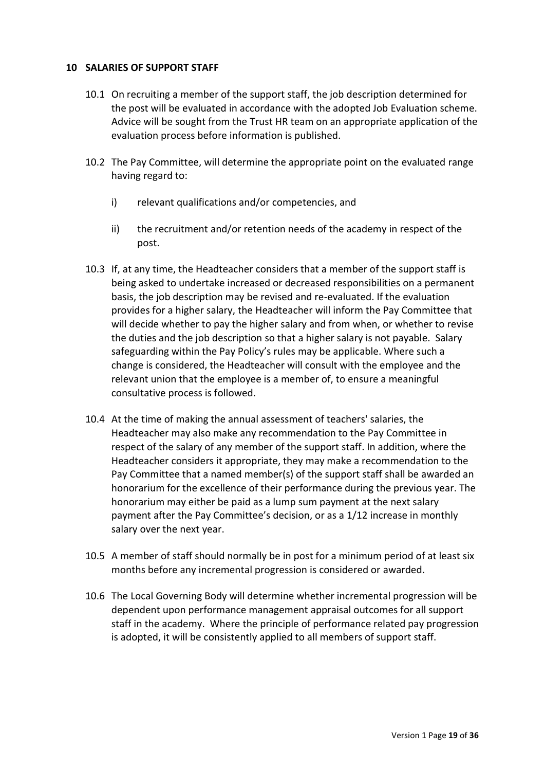## 10 SALARIES OF SUPPORT STAFF

10.1 On recruiting a member of the support staff, the job description determined for the post will be evaluated in accordance with the adopted Job Evaluation scheme. Advice will be sought from the Trust HR team on an appropriate application of the evaluation process before information is published.

10.2 The Pay Committee, will determine the appropriate point on the evaluated range having regard to:

i) relevant qualifications and/or competencies, and

ii) the recruitment and/or retention needs of the academy in respect of the post.

10.3 If, at any time, the Headteacher considers that a member of the support staff is being asked to undertake increased or decreased responsibilities on a permanent basis, the job description may be revised and re-evaluated. If the evaluation provides for a higher salary, the Headteacher will inform the Pay Committee that will decide whether to pay the higher salary and from when, or whether to revise the duties and the job description so that a higher salary is not payable. Salary safeguarding within the Pay Policy's rules may be applicable. Where such a change is considered, the Headteacher will consult with the employee and the relevant union that the employee is a member of, to ensure a meaningful consultative process is followed.

10.4 At the time of making the annual assessment of teachers' salaries, the Headteacher may also make any recommendation to the Pay Committee in respect of the salary of any member of the support staff. In addition, where the Headteacher considers it appropriate, they may make a recommendation to the Pay Committee that a named member(s) of the support staff shall be awarded an honorarium for the excellence of their performance during the previous year. The honorarium may either be paid as a lump sum payment at the next salary payment after the Pay Committee's decision, or as a 1/12 increase in monthly salary over the next year.

10.5 A member of staff should normally be in post for a minimum period of at least six months before any incremental progression is considered or awarded.

10.6 The Local Governing Body will determine whether incremental progression will be dependent upon performance management appraisal outcomes for all support staff in the academy. Where the principle of performance related pay progression is adopted, it will be consistently applied to all members of support staff.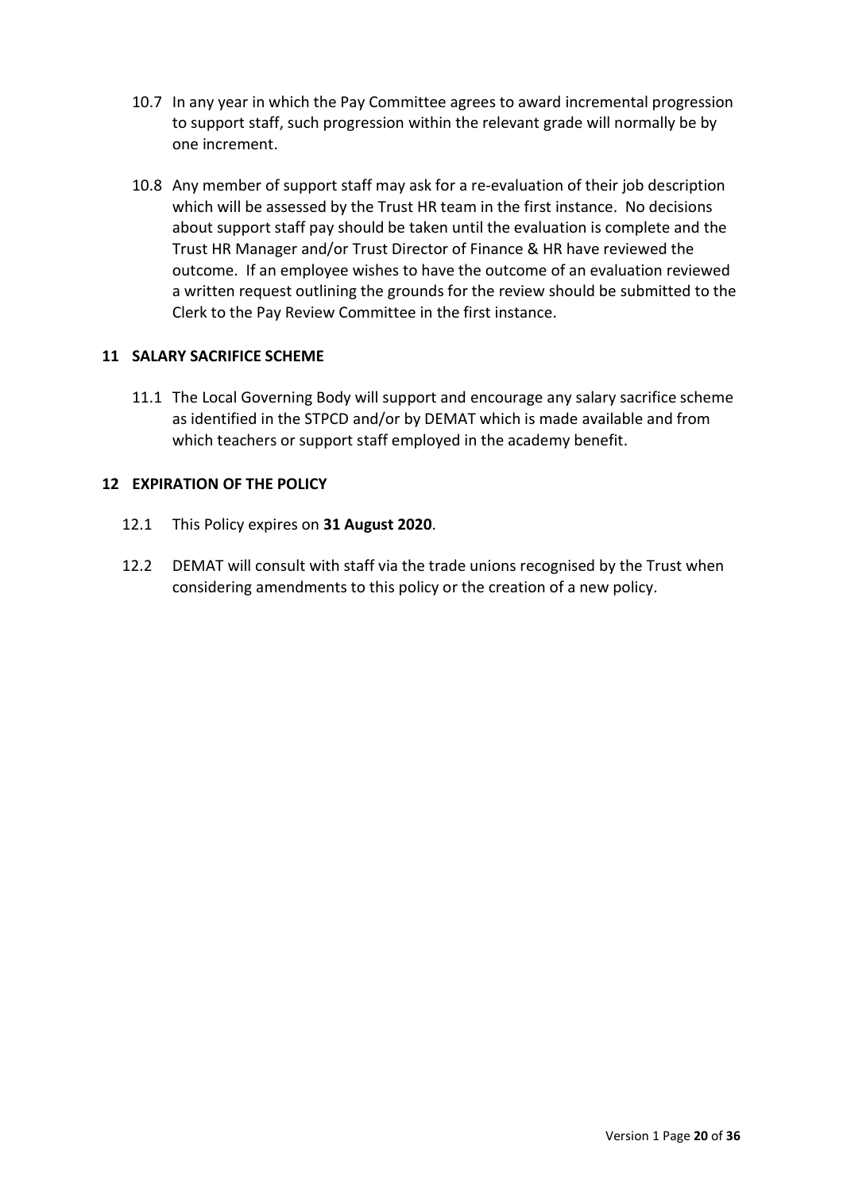10.7 In any year in which the Pay Committee agrees to award incremental progression to support staff, such progression within the relevant grade will normally be by one increment.

10.8 Any member of support staff may ask for a re-evaluation of their job description which will be assessed by the Trust HR team in the first instance. No decisions about support staff pay should be taken until the evaluation is complete and the Trust HR Manager and/or Trust Director of Finance & HR have reviewed the outcome. If an employee wishes to have the outcome of an evaluation reviewed a written request outlining the grounds for the review should be submitted to the Clerk to the Pay Review Committee in the first instance.

## 11 SALARY SACRIFICE SCHEME

11.1 The Local Governing Body will support and encourage any salary sacrifice scheme as identified in the STPCD and/or by DEMAT which is made available and from which teachers or support staff employed in the academy benefit.

## 12 EXPIRATION OF THE POLICY

12.1 This Policy expires on **31 August 2020**.

12.2 DEMAT will consult with staff via the trade unions recognised by the Trust when considering amendments to this policy or the creation of a new policy.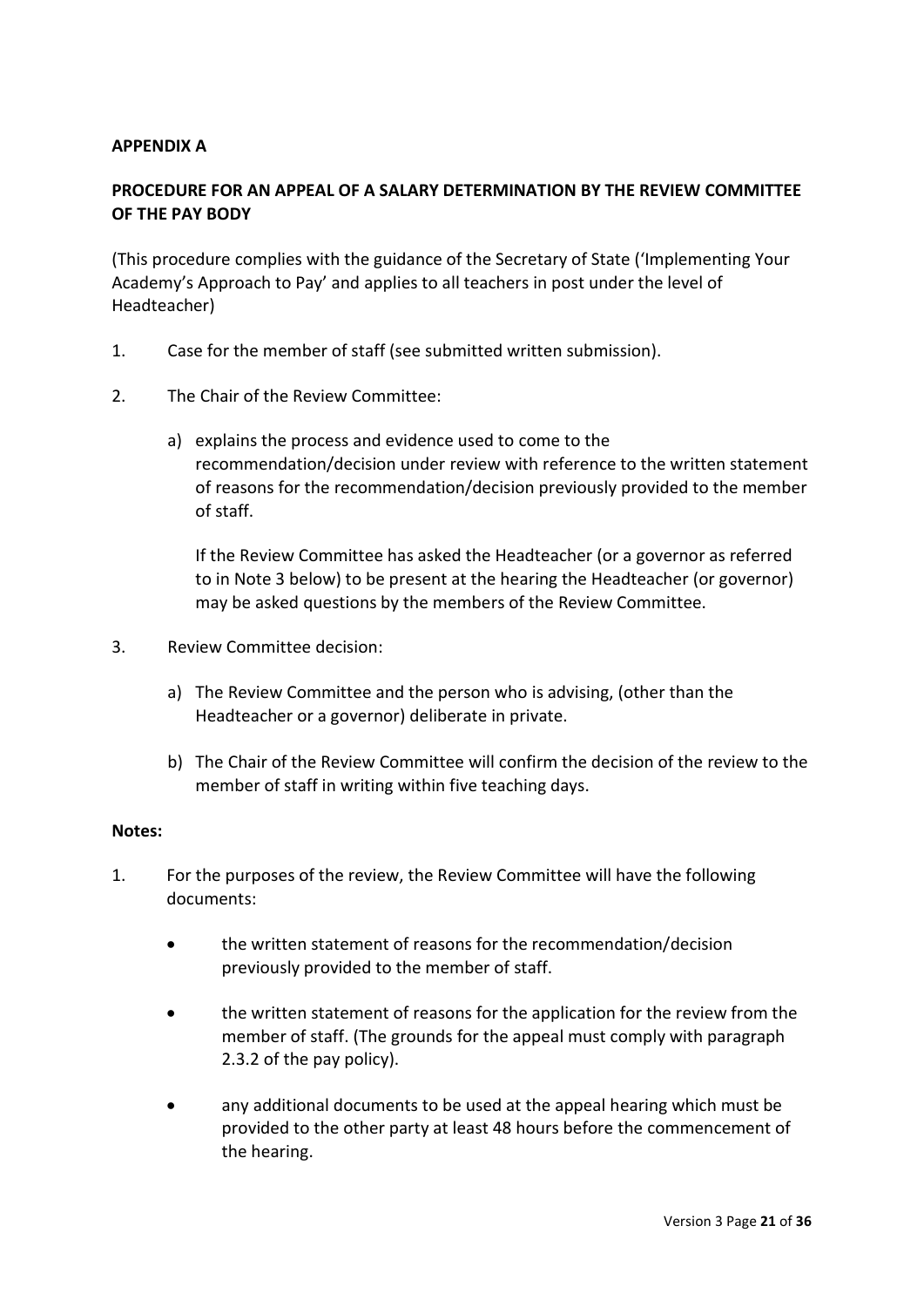**APPENDIX A**

**PROCEDURE FOR AN APPEAL OF A SALARY DETERMINATION BY THE REVIEW COMMITTEE OF THE PAY BODY**

(This procedure complies with the guidance of the Secretary of State ('Implementing Your Academy's Approach to Pay' and applies to all teachers in post under the level of Headteacher)

1. Case for the member of staff (see submitted written submission).

2. The Chair of the Review Committee:

   a) explains the process and evidence used to come to the recommendation/decision under review with reference to the written statement of reasons for the recommendation/decision previously provided to the member of staff.

      If the Review Committee has asked the Headteacher (or a governor as referred to in Note 3 below) to be present at the hearing the Headteacher (or governor) may be asked questions by the members of the Review Committee.

3. Review Committee decision:

   a) The Review Committee and the person who is advising, (other than the Headteacher or a governor) deliberate in private.

   b) The Chair of the Review Committee will confirm the decision of the review to the member of staff in writing within five teaching days.

**Notes:**

1. For the purposes of the review, the Review Committee will have the following documents:

   - the written statement of reasons for the recommendation/decision previously provided to the member of staff.

   - the written statement of reasons for the application for the review from the member of staff. (The grounds for the appeal must comply with paragraph 2.3.2 of the pay policy).

   - any additional documents to be used at the appeal hearing which must be provided to the other party at least 48 hours before the commencement of the hearing.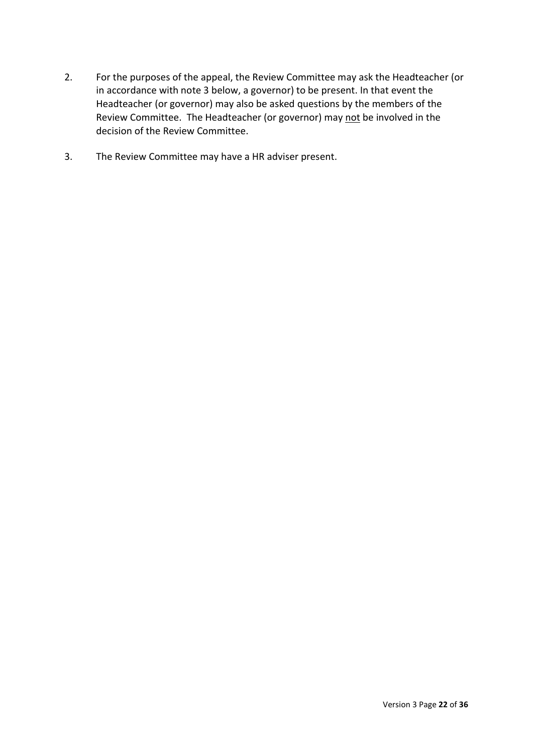2. For the purposes of the appeal, the Review Committee may ask the Headteacher (or in accordance with note 3 below, a governor) to be present. In that event the Headteacher (or governor) may also be asked questions by the members of the Review Committee. The Headteacher (or governor) may <u>not</u> be involved in the decision of the Review Committee.

3. The Review Committee may have a HR adviser present.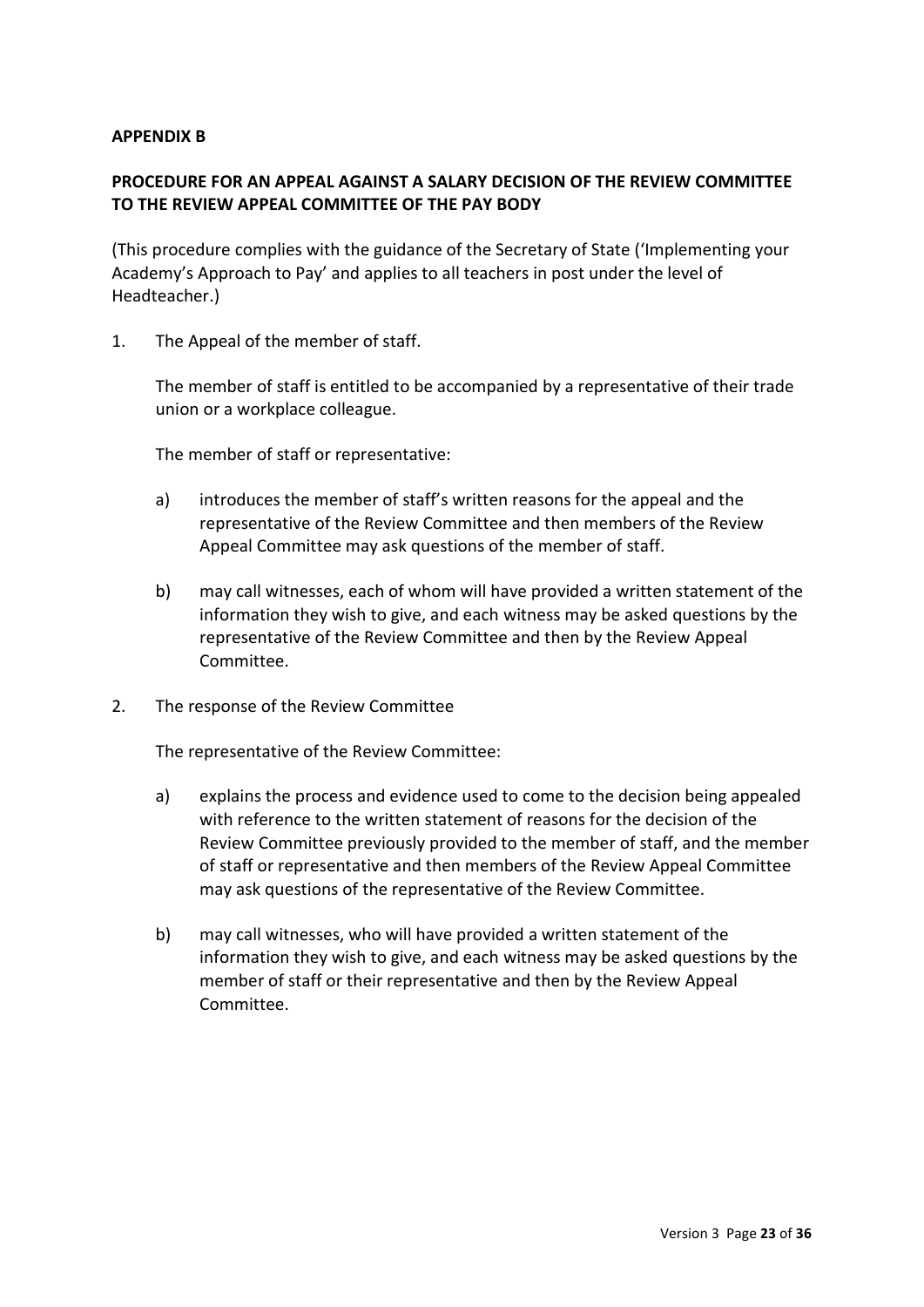**APPENDIX B**

**PROCEDURE FOR AN APPEAL AGAINST A SALARY DECISION OF THE REVIEW COMMITTEE TO THE REVIEW APPEAL COMMITTEE OF THE PAY BODY**

(This procedure complies with the guidance of the Secretary of State ('Implementing your Academy's Approach to Pay' and applies to all teachers in post under the level of Headteacher.)

1. The Appeal of the member of staff.

   The member of staff is entitled to be accompanied by a representative of their trade union or a workplace colleague.

   The member of staff or representative:

   a) introduces the member of staff's written reasons for the appeal and the representative of the Review Committee and then members of the Review Appeal Committee may ask questions of the member of staff.

   b) may call witnesses, each of whom will have provided a written statement of the information they wish to give, and each witness may be asked questions by the representative of the Review Committee and then by the Review Appeal Committee.

2. The response of the Review Committee

   The representative of the Review Committee:

   a) explains the process and evidence used to come to the decision being appealed with reference to the written statement of reasons for the decision of the Review Committee previously provided to the member of staff, and the member of staff or representative and then members of the Review Appeal Committee may ask questions of the representative of the Review Committee.

   b) may call witnesses, who will have provided a written statement of the information they wish to give, and each witness may be asked questions by the member of staff or their representative and then by the Review Appeal Committee.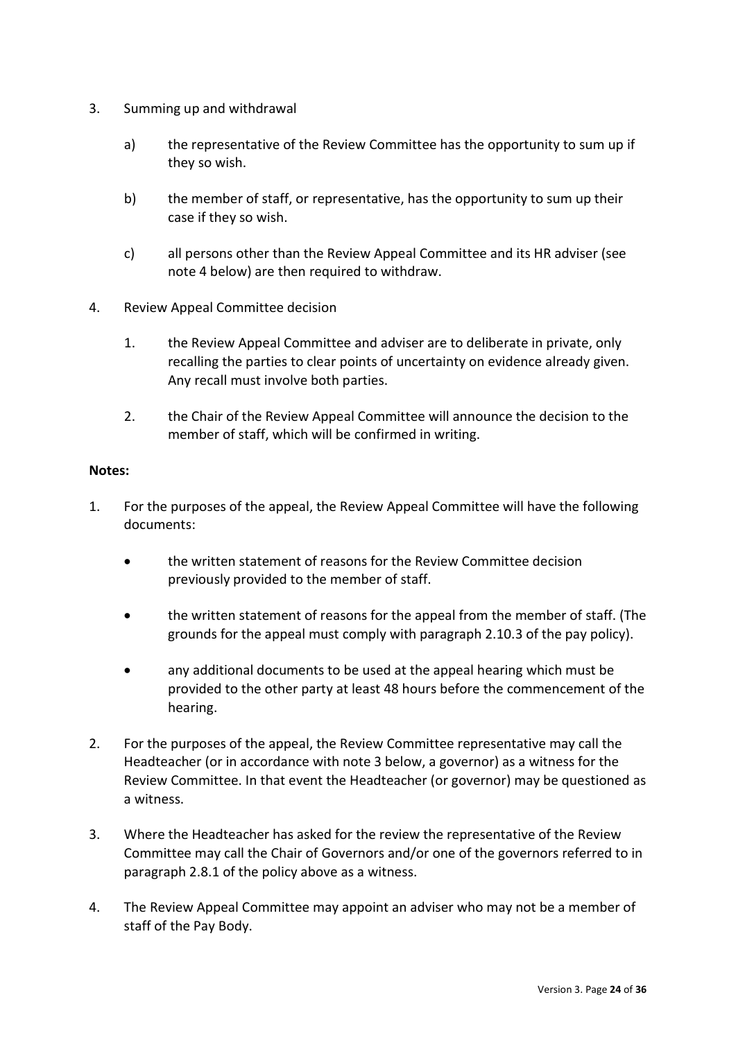3. Summing up and withdrawal

   a) the representative of the Review Committee has the opportunity to sum up if they so wish.

   b) the member of staff, or representative, has the opportunity to sum up their case if they so wish.

   c) all persons other than the Review Appeal Committee and its HR adviser (see note 4 below) are then required to withdraw.

4. Review Appeal Committee decision

   1. the Review Appeal Committee and adviser are to deliberate in private, only recalling the parties to clear points of uncertainty on evidence already given. Any recall must involve both parties.

   2. the Chair of the Review Appeal Committee will announce the decision to the member of staff, which will be confirmed in writing.

**Notes:**

1. For the purposes of the appeal, the Review Appeal Committee will have the following documents:

   - the written statement of reasons for the Review Committee decision previously provided to the member of staff.
   - the written statement of reasons for the appeal from the member of staff. (The grounds for the appeal must comply with paragraph 2.10.3 of the pay policy).
   - any additional documents to be used at the appeal hearing which must be provided to the other party at least 48 hours before the commencement of the hearing.

2. For the purposes of the appeal, the Review Committee representative may call the Headteacher (or in accordance with note 3 below, a governor) as a witness for the Review Committee. In that event the Headteacher (or governor) may be questioned as a witness.

3. Where the Headteacher has asked for the review the representative of the Review Committee may call the Chair of Governors and/or one of the governors referred to in paragraph 2.8.1 of the policy above as a witness.

4. The Review Appeal Committee may appoint an adviser who may not be a member of staff of the Pay Body.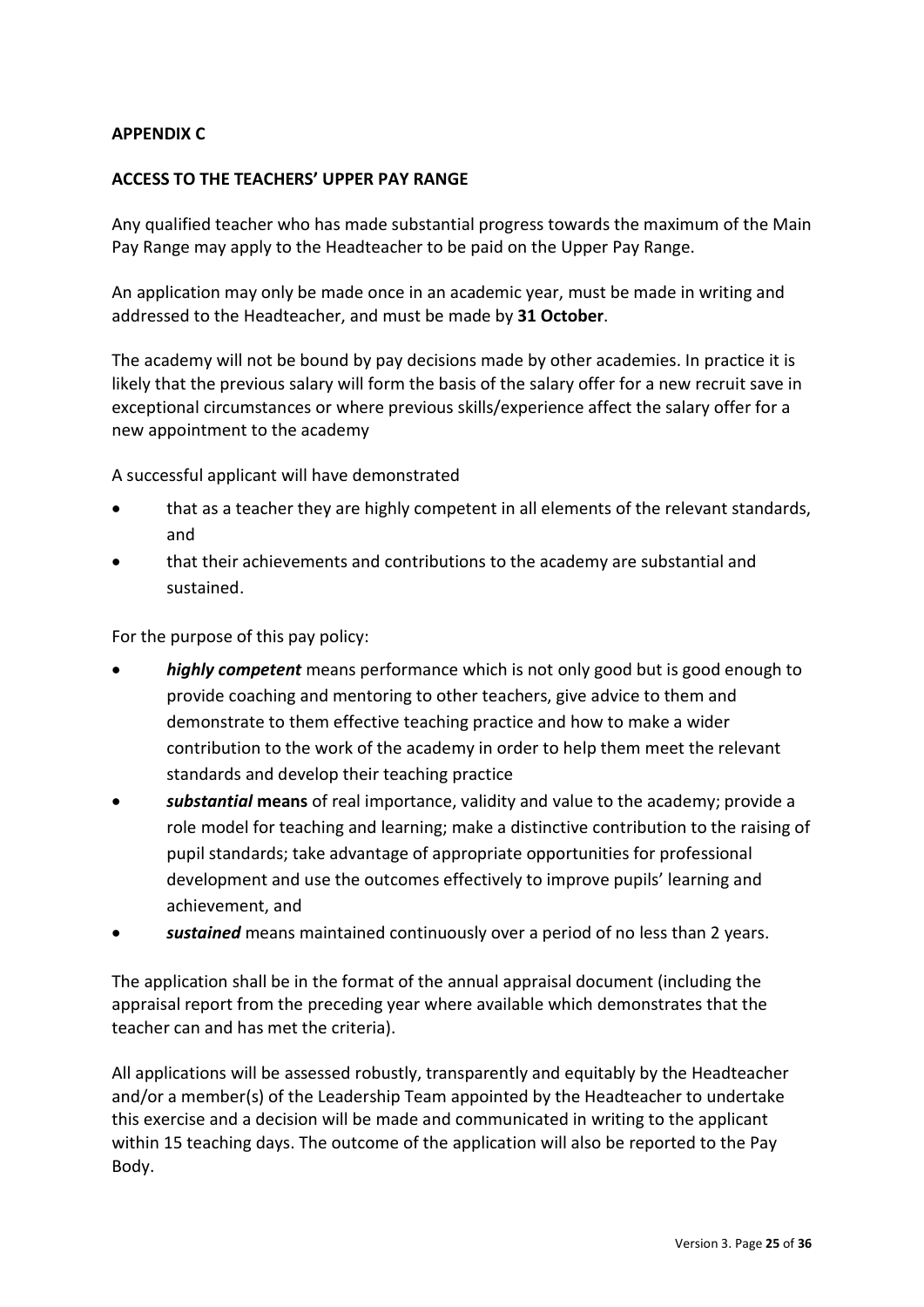## APPENDIX C

## ACCESS TO THE TEACHERS' UPPER PAY RANGE

Any qualified teacher who has made substantial progress towards the maximum of the Main Pay Range may apply to the Headteacher to be paid on the Upper Pay Range.

An application may only be made once in an academic year, must be made in writing and addressed to the Headteacher, and must be made by **31 October**.

The academy will not be bound by pay decisions made by other academies. In practice it is likely that the previous salary will form the basis of the salary offer for a new recruit save in exceptional circumstances or where previous skills/experience affect the salary offer for a new appointment to the academy

A successful applicant will have demonstrated

- that as a teacher they are highly competent in all elements of the relevant standards, and
- that their achievements and contributions to the academy are substantial and sustained.

For the purpose of this pay policy:

- ***highly competent*** means performance which is not only good but is good enough to provide coaching and mentoring to other teachers, give advice to them and demonstrate to them effective teaching practice and how to make a wider contribution to the work of the academy in order to help them meet the relevant standards and develop their teaching practice
- ***substantial*** **means** of real importance, validity and value to the academy; provide a role model for teaching and learning; make a distinctive contribution to the raising of pupil standards; take advantage of appropriate opportunities for professional development and use the outcomes effectively to improve pupils' learning and achievement, and
- ***sustained*** means maintained continuously over a period of no less than 2 years.

The application shall be in the format of the annual appraisal document (including the appraisal report from the preceding year where available which demonstrates that the teacher can and has met the criteria).

All applications will be assessed robustly, transparently and equitably by the Headteacher and/or a member(s) of the Leadership Team appointed by the Headteacher to undertake this exercise and a decision will be made and communicated in writing to the applicant within 15 teaching days. The outcome of the application will also be reported to the Pay Body.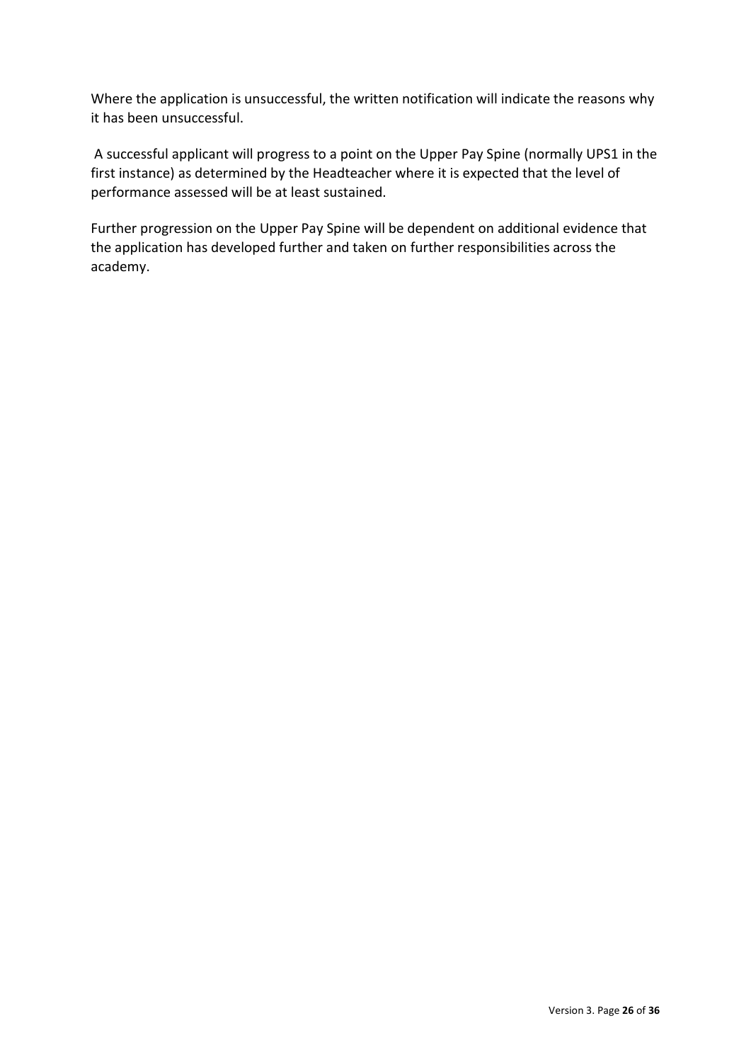Where the application is unsuccessful, the written notification will indicate the reasons why it has been unsuccessful.

A successful applicant will progress to a point on the Upper Pay Spine (normally UPS1 in the first instance) as determined by the Headteacher where it is expected that the level of performance assessed will be at least sustained.

Further progression on the Upper Pay Spine will be dependent on additional evidence that the application has developed further and taken on further responsibilities across the academy.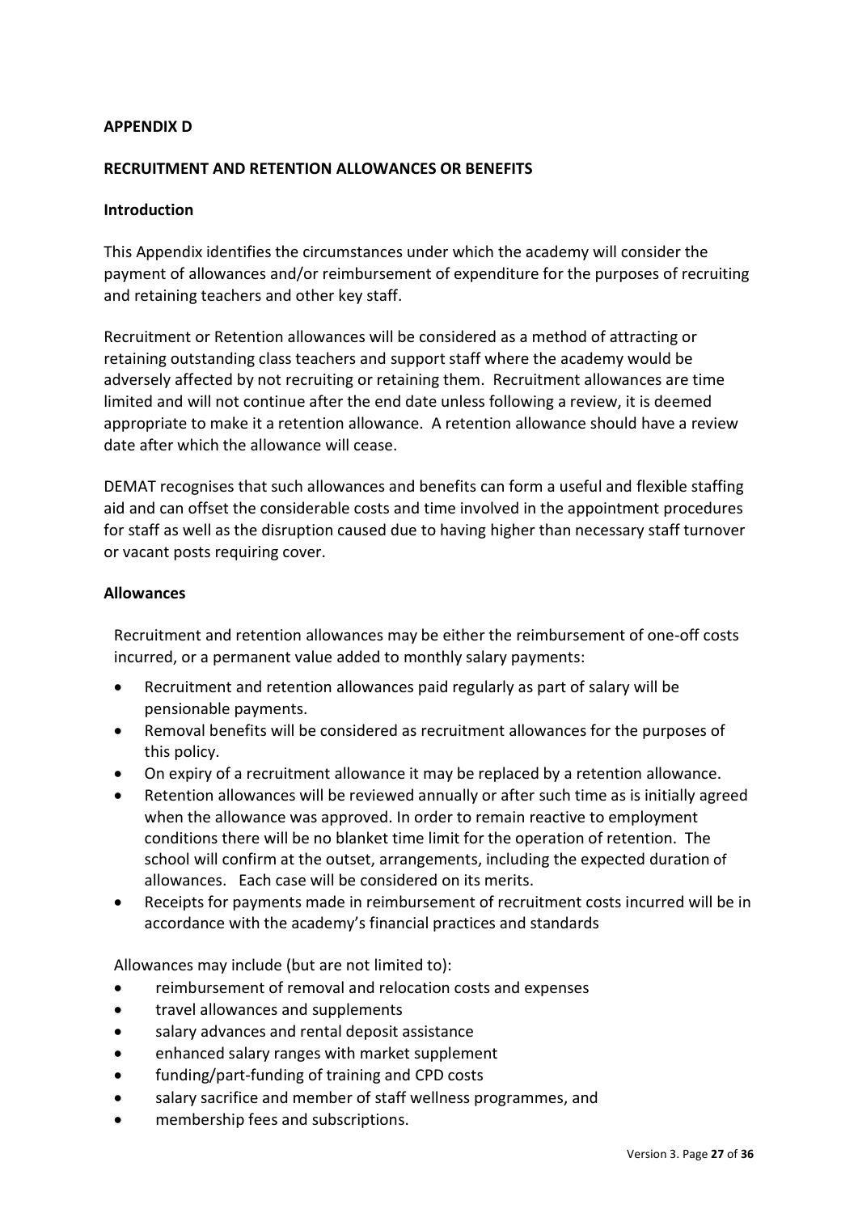**APPENDIX D**

**RECRUITMENT AND RETENTION ALLOWANCES OR BENEFITS**

**Introduction**

This Appendix identifies the circumstances under which the academy will consider the payment of allowances and/or reimbursement of expenditure for the purposes of recruiting and retaining teachers and other key staff.

Recruitment or Retention allowances will be considered as a method of attracting or retaining outstanding class teachers and support staff where the academy would be adversely affected by not recruiting or retaining them. Recruitment allowances are time limited and will not continue after the end date unless following a review, it is deemed appropriate to make it a retention allowance. A retention allowance should have a review date after which the allowance will cease.

DEMAT recognises that such allowances and benefits can form a useful and flexible staffing aid and can offset the considerable costs and time involved in the appointment procedures for staff as well as the disruption caused due to having higher than necessary staff turnover or vacant posts requiring cover.

**Allowances**

Recruitment and retention allowances may be either the reimbursement of one-off costs incurred, or a permanent value added to monthly salary payments:

- Recruitment and retention allowances paid regularly as part of salary will be pensionable payments.
- Removal benefits will be considered as recruitment allowances for the purposes of this policy.
- On expiry of a recruitment allowance it may be replaced by a retention allowance.
- Retention allowances will be reviewed annually or after such time as is initially agreed when the allowance was approved. In order to remain reactive to employment conditions there will be no blanket time limit for the operation of retention. The school will confirm at the outset, arrangements, including the expected duration of allowances. Each case will be considered on its merits.
- Receipts for payments made in reimbursement of recruitment costs incurred will be in accordance with the academy's financial practices and standards

Allowances may include (but are not limited to):

- reimbursement of removal and relocation costs and expenses
- travel allowances and supplements
- salary advances and rental deposit assistance
- enhanced salary ranges with market supplement
- funding/part-funding of training and CPD costs
- salary sacrifice and member of staff wellness programmes, and
- membership fees and subscriptions.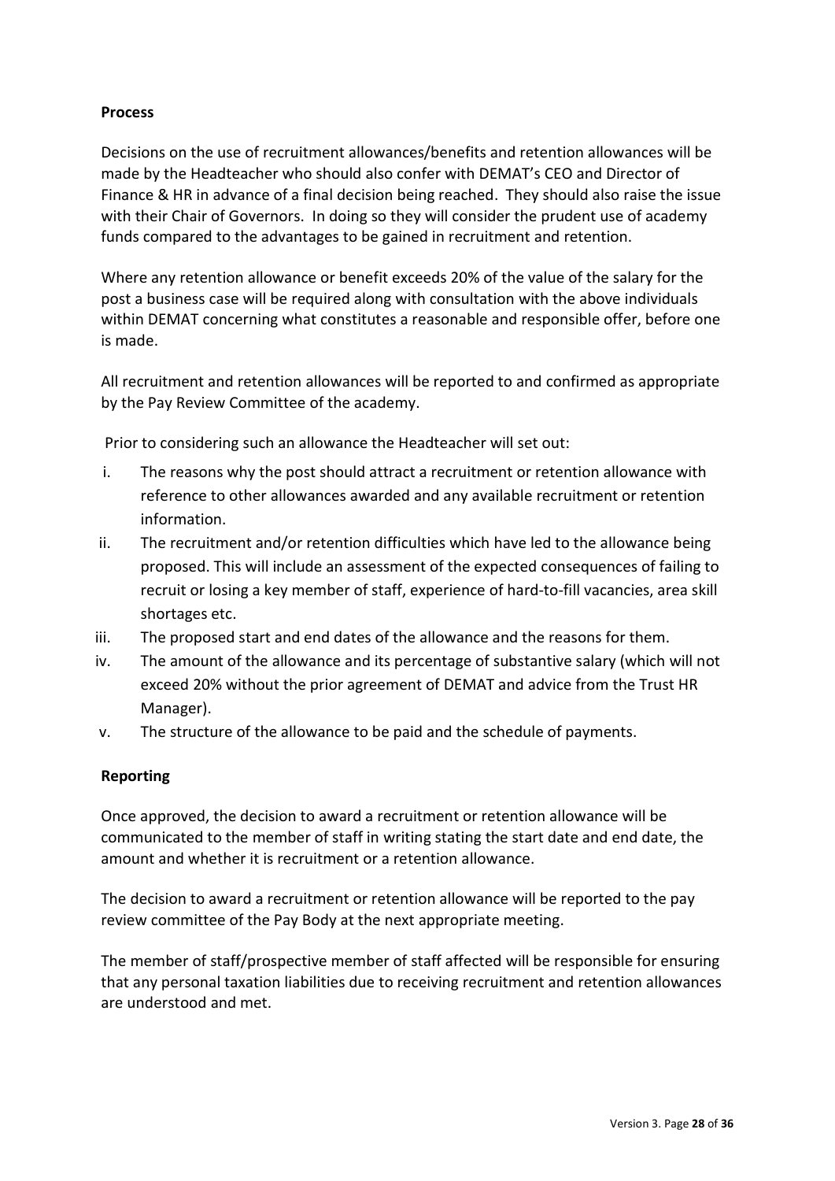**Process**

Decisions on the use of recruitment allowances/benefits and retention allowances will be made by the Headteacher who should also confer with DEMAT's CEO and Director of Finance & HR in advance of a final decision being reached. They should also raise the issue with their Chair of Governors. In doing so they will consider the prudent use of academy funds compared to the advantages to be gained in recruitment and retention.

Where any retention allowance or benefit exceeds 20% of the value of the salary for the post a business case will be required along with consultation with the above individuals within DEMAT concerning what constitutes a reasonable and responsible offer, before one is made.

All recruitment and retention allowances will be reported to and confirmed as appropriate by the Pay Review Committee of the academy.

Prior to considering such an allowance the Headteacher will set out:

i. The reasons why the post should attract a recruitment or retention allowance with reference to other allowances awarded and any available recruitment or retention information.
ii. The recruitment and/or retention difficulties which have led to the allowance being proposed. This will include an assessment of the expected consequences of failing to recruit or losing a key member of staff, experience of hard-to-fill vacancies, area skill shortages etc.
iii. The proposed start and end dates of the allowance and the reasons for them.
iv. The amount of the allowance and its percentage of substantive salary (which will not exceed 20% without the prior agreement of DEMAT and advice from the Trust HR Manager).
v. The structure of the allowance to be paid and the schedule of payments.

**Reporting**

Once approved, the decision to award a recruitment or retention allowance will be communicated to the member of staff in writing stating the start date and end date, the amount and whether it is recruitment or a retention allowance.

The decision to award a recruitment or retention allowance will be reported to the pay review committee of the Pay Body at the next appropriate meeting.

The member of staff/prospective member of staff affected will be responsible for ensuring that any personal taxation liabilities due to receiving recruitment and retention allowances are understood and met.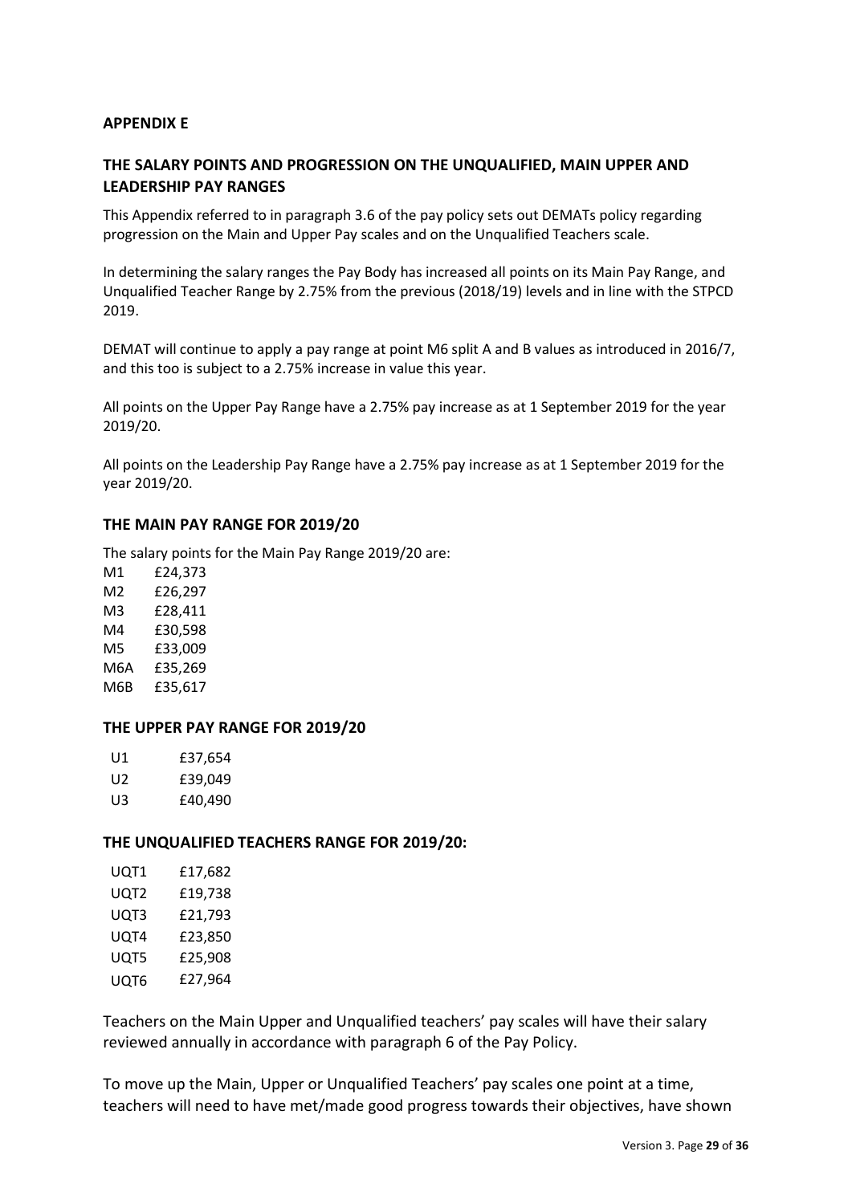## APPENDIX E

## THE SALARY POINTS AND PROGRESSION ON THE UNQUALIFIED, MAIN UPPER AND LEADERSHIP PAY RANGES

This Appendix referred to in paragraph 3.6 of the pay policy sets out DEMATs policy regarding progression on the Main and Upper Pay scales and on the Unqualified Teachers scale.

In determining the salary ranges the Pay Body has increased all points on its Main Pay Range, and Unqualified Teacher Range by 2.75% from the previous (2018/19) levels and in line with the STPCD 2019.

DEMAT will continue to apply a pay range at point M6 split A and B values as introduced in 2016/7, and this too is subject to a 2.75% increase in value this year.

All points on the Upper Pay Range have a 2.75% pay increase as at 1 September 2019 for the year 2019/20.

All points on the Leadership Pay Range have a 2.75% pay increase as at 1 September 2019 for the year 2019/20.

### THE MAIN PAY RANGE FOR 2019/20

The salary points for the Main Pay Range 2019/20 are:

| | |
|---|---|
| M1 | £24,373 |
| M2 | £26,297 |
| M3 | £28,411 |
| M4 | £30,598 |
| M5 | £33,009 |
| M6A | £35,269 |
| M6B | £35,617 |

### THE UPPER PAY RANGE FOR 2019/20

| | |
|---|---|
| U1 | £37,654 |
| U2 | £39,049 |
| U3 | £40,490 |

### THE UNQUALIFIED TEACHERS RANGE FOR 2019/20:

| | |
|---|---|
| UQT1 | £17,682 |
| UQT2 | £19,738 |
| UQT3 | £21,793 |
| UQT4 | £23,850 |
| UQT5 | £25,908 |
| UQT6 | £27,964 |

Teachers on the Main Upper and Unqualified teachers' pay scales will have their salary reviewed annually in accordance with paragraph 6 of the Pay Policy.

To move up the Main, Upper or Unqualified Teachers' pay scales one point at a time, teachers will need to have met/made good progress towards their objectives, have shown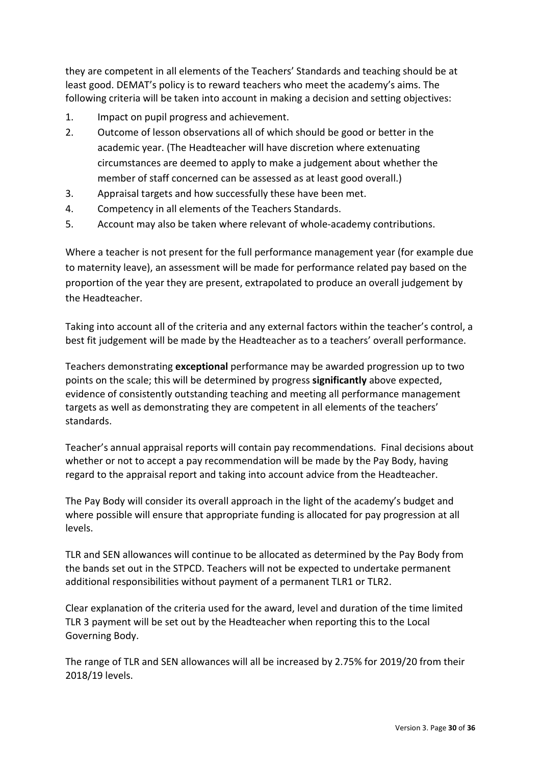they are competent in all elements of the Teachers' Standards and teaching should be at least good. DEMAT's policy is to reward teachers who meet the academy's aims. The following criteria will be taken into account in making a decision and setting objectives:

1. Impact on pupil progress and achievement.
2. Outcome of lesson observations all of which should be good or better in the academic year. (The Headteacher will have discretion where extenuating circumstances are deemed to apply to make a judgement about whether the member of staff concerned can be assessed as at least good overall.)
3. Appraisal targets and how successfully these have been met.
4. Competency in all elements of the Teachers Standards.
5. Account may also be taken where relevant of whole-academy contributions.

Where a teacher is not present for the full performance management year (for example due to maternity leave), an assessment will be made for performance related pay based on the proportion of the year they are present, extrapolated to produce an overall judgement by the Headteacher.

Taking into account all of the criteria and any external factors within the teacher's control, a best fit judgement will be made by the Headteacher as to a teachers' overall performance.

Teachers demonstrating **exceptional** performance may be awarded progression up to two points on the scale; this will be determined by progress **significantly** above expected, evidence of consistently outstanding teaching and meeting all performance management targets as well as demonstrating they are competent in all elements of the teachers' standards.

Teacher's annual appraisal reports will contain pay recommendations. Final decisions about whether or not to accept a pay recommendation will be made by the Pay Body, having regard to the appraisal report and taking into account advice from the Headteacher.

The Pay Body will consider its overall approach in the light of the academy's budget and where possible will ensure that appropriate funding is allocated for pay progression at all levels.

TLR and SEN allowances will continue to be allocated as determined by the Pay Body from the bands set out in the STPCD. Teachers will not be expected to undertake permanent additional responsibilities without payment of a permanent TLR1 or TLR2.

Clear explanation of the criteria used for the award, level and duration of the time limited TLR 3 payment will be set out by the Headteacher when reporting this to the Local Governing Body.

The range of TLR and SEN allowances will all be increased by 2.75% for 2019/20 from their 2018/19 levels.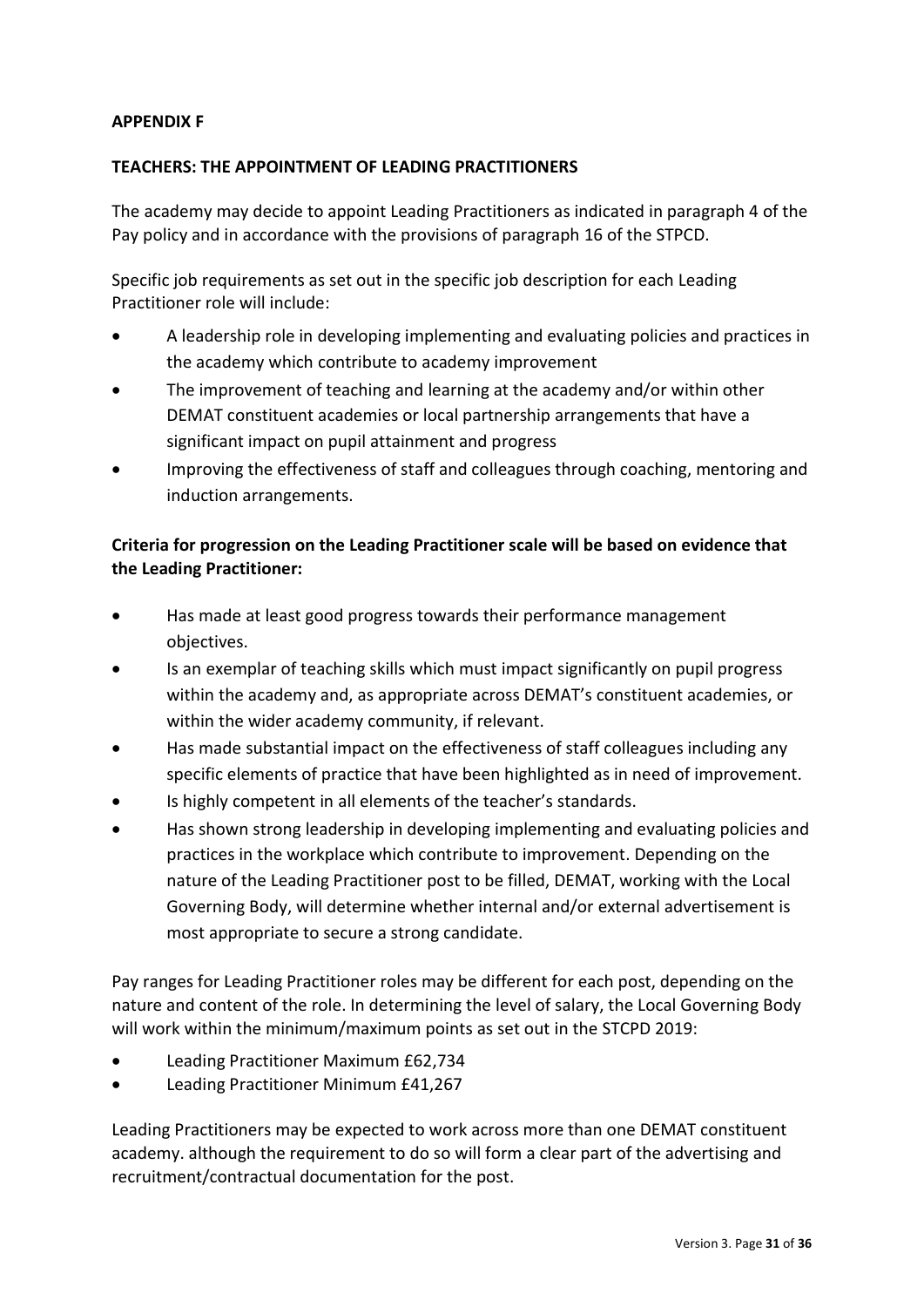**APPENDIX F**

**TEACHERS: THE APPOINTMENT OF LEADING PRACTITIONERS**

The academy may decide to appoint Leading Practitioners as indicated in paragraph 4 of the Pay policy and in accordance with the provisions of paragraph 16 of the STPCD.

Specific job requirements as set out in the specific job description for each Leading Practitioner role will include:

- A leadership role in developing implementing and evaluating policies and practices in the academy which contribute to academy improvement
- The improvement of teaching and learning at the academy and/or within other DEMAT constituent academies or local partnership arrangements that have a significant impact on pupil attainment and progress
- Improving the effectiveness of staff and colleagues through coaching, mentoring and induction arrangements.

**Criteria for progression on the Leading Practitioner scale will be based on evidence that the Leading Practitioner:**

- Has made at least good progress towards their performance management objectives.
- Is an exemplar of teaching skills which must impact significantly on pupil progress within the academy and, as appropriate across DEMAT's constituent academies, or within the wider academy community, if relevant.
- Has made substantial impact on the effectiveness of staff colleagues including any specific elements of practice that have been highlighted as in need of improvement.
- Is highly competent in all elements of the teacher's standards.
- Has shown strong leadership in developing implementing and evaluating policies and practices in the workplace which contribute to improvement. Depending on the nature of the Leading Practitioner post to be filled, DEMAT, working with the Local Governing Body, will determine whether internal and/or external advertisement is most appropriate to secure a strong candidate.

Pay ranges for Leading Practitioner roles may be different for each post, depending on the nature and content of the role. In determining the level of salary, the Local Governing Body will work within the minimum/maximum points as set out in the STCPD 2019:

- Leading Practitioner Maximum £62,734
- Leading Practitioner Minimum £41,267

Leading Practitioners may be expected to work across more than one DEMAT constituent academy. although the requirement to do so will form a clear part of the advertising and recruitment/contractual documentation for the post.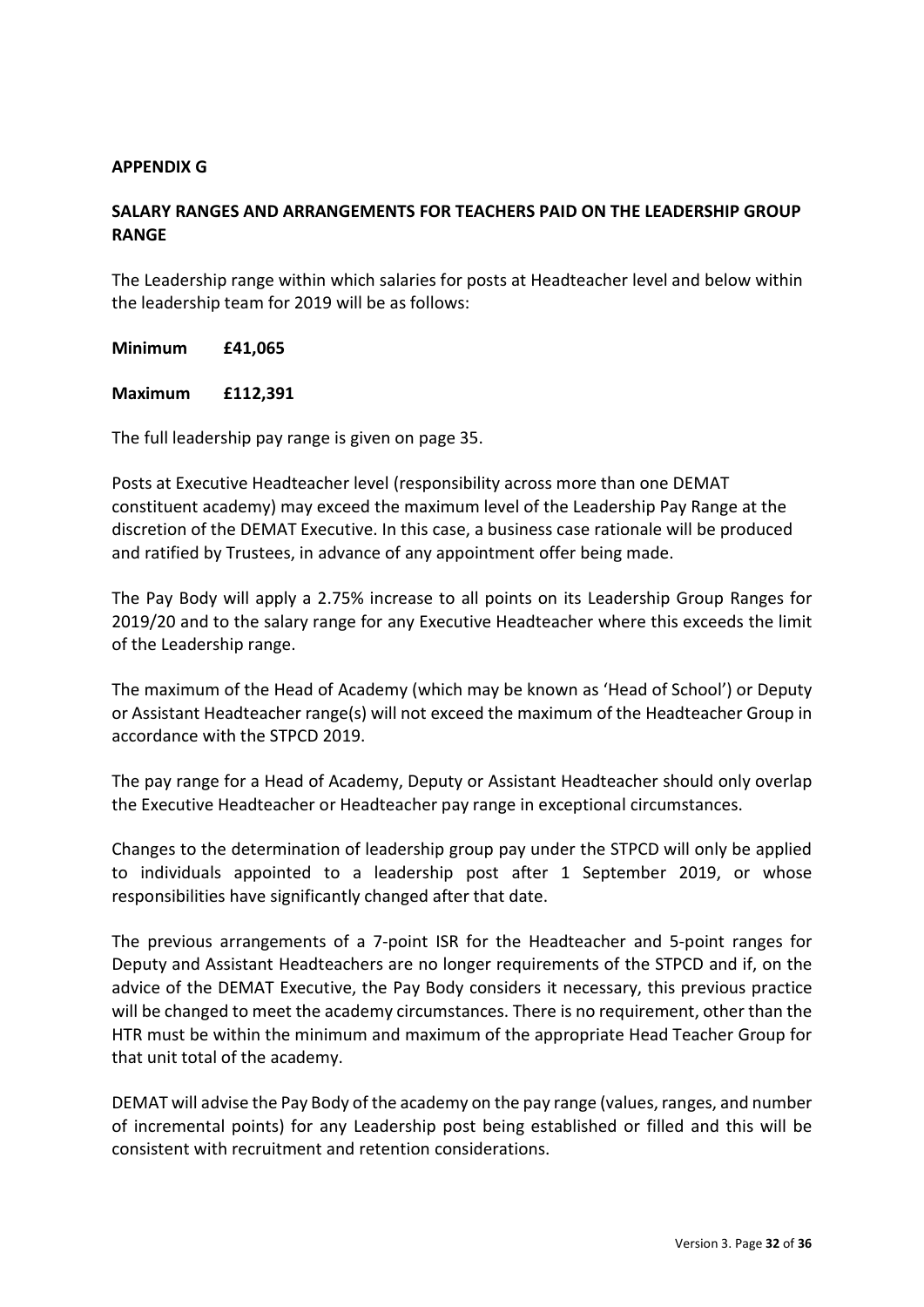**APPENDIX G**

**SALARY RANGES AND ARRANGEMENTS FOR TEACHERS PAID ON THE LEADERSHIP GROUP RANGE**

The Leadership range within which salaries for posts at Headteacher level and below within the leadership team for 2019 will be as follows:

**Minimum £41,065**

**Maximum £112,391**

The full leadership pay range is given on page 35.

Posts at Executive Headteacher level (responsibility across more than one DEMAT constituent academy) may exceed the maximum level of the Leadership Pay Range at the discretion of the DEMAT Executive. In this case, a business case rationale will be produced and ratified by Trustees, in advance of any appointment offer being made.

The Pay Body will apply a 2.75% increase to all points on its Leadership Group Ranges for 2019/20 and to the salary range for any Executive Headteacher where this exceeds the limit of the Leadership range.

The maximum of the Head of Academy (which may be known as 'Head of School') or Deputy or Assistant Headteacher range(s) will not exceed the maximum of the Headteacher Group in accordance with the STPCD 2019.

The pay range for a Head of Academy, Deputy or Assistant Headteacher should only overlap the Executive Headteacher or Headteacher pay range in exceptional circumstances.

Changes to the determination of leadership group pay under the STPCD will only be applied to individuals appointed to a leadership post after 1 September 2019, or whose responsibilities have significantly changed after that date.

The previous arrangements of a 7-point ISR for the Headteacher and 5-point ranges for Deputy and Assistant Headteachers are no longer requirements of the STPCD and if, on the advice of the DEMAT Executive, the Pay Body considers it necessary, this previous practice will be changed to meet the academy circumstances. There is no requirement, other than the HTR must be within the minimum and maximum of the appropriate Head Teacher Group for that unit total of the academy.

DEMAT will advise the Pay Body of the academy on the pay range (values, ranges, and number of incremental points) for any Leadership post being established or filled and this will be consistent with recruitment and retention considerations.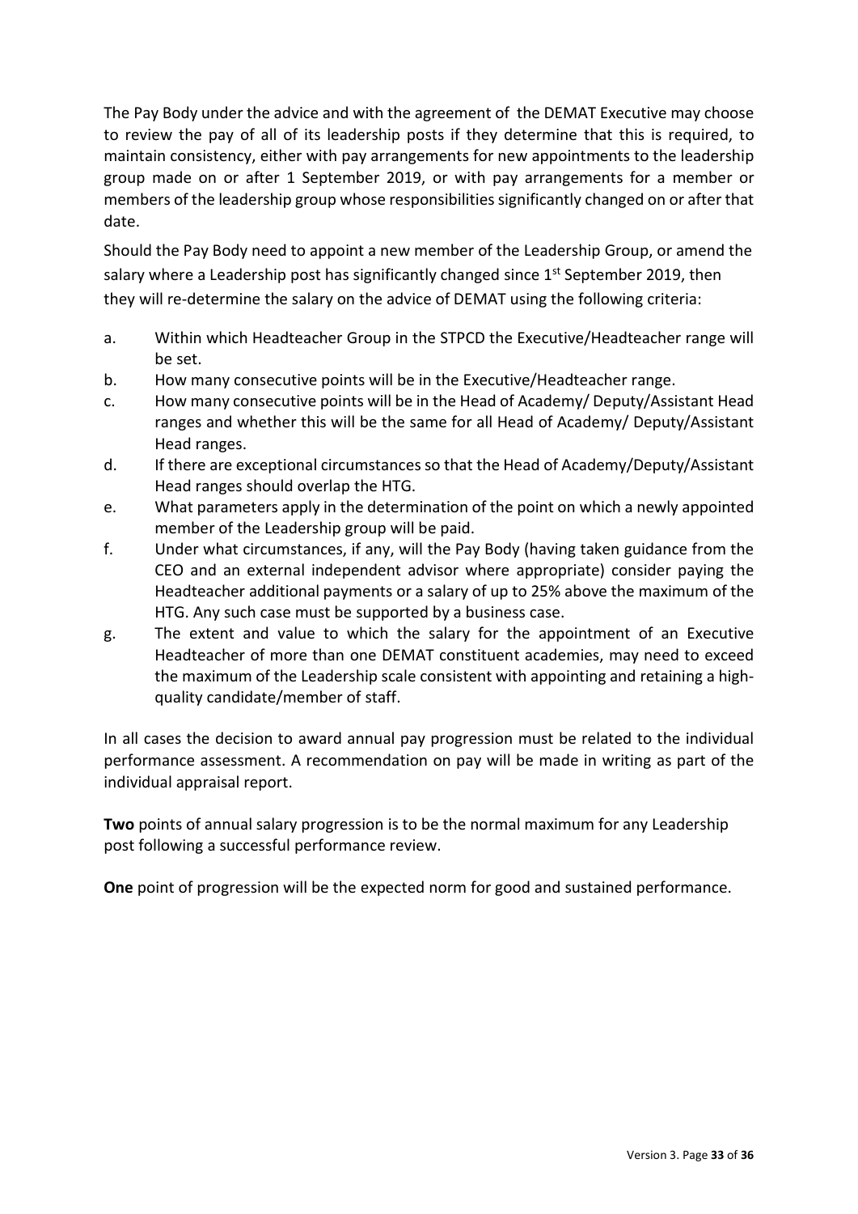The Pay Body under the advice and with the agreement of the DEMAT Executive may choose to review the pay of all of its leadership posts if they determine that this is required, to maintain consistency, either with pay arrangements for new appointments to the leadership group made on or after 1 September 2019, or with pay arrangements for a member or members of the leadership group whose responsibilities significantly changed on or after that date.

Should the Pay Body need to appoint a new member of the Leadership Group, or amend the salary where a Leadership post has significantly changed since 1st September 2019, then they will re-determine the salary on the advice of DEMAT using the following criteria:

a. Within which Headteacher Group in the STPCD the Executive/Headteacher range will be set.
b. How many consecutive points will be in the Executive/Headteacher range.
c. How many consecutive points will be in the Head of Academy/ Deputy/Assistant Head ranges and whether this will be the same for all Head of Academy/ Deputy/Assistant Head ranges.
d. If there are exceptional circumstances so that the Head of Academy/Deputy/Assistant Head ranges should overlap the HTG.
e. What parameters apply in the determination of the point on which a newly appointed member of the Leadership group will be paid.
f. Under what circumstances, if any, will the Pay Body (having taken guidance from the CEO and an external independent advisor where appropriate) consider paying the Headteacher additional payments or a salary of up to 25% above the maximum of the HTG. Any such case must be supported by a business case.
g. The extent and value to which the salary for the appointment of an Executive Headteacher of more than one DEMAT constituent academies, may need to exceed the maximum of the Leadership scale consistent with appointing and retaining a high-quality candidate/member of staff.

In all cases the decision to award annual pay progression must be related to the individual performance assessment. A recommendation on pay will be made in writing as part of the individual appraisal report.

**Two** points of annual salary progression is to be the normal maximum for any Leadership post following a successful performance review.

**One** point of progression will be the expected norm for good and sustained performance.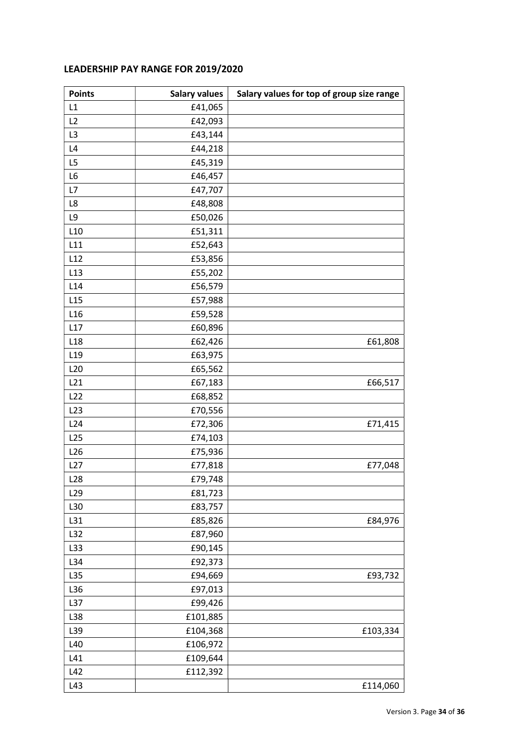**LEADERSHIP PAY RANGE FOR 2019/2020**

| Points | Salary values | Salary values for top of group size range |
|---|---:|---:|
| L1 | £41,065 | |
| L2 | £42,093 | |
| L3 | £43,144 | |
| L4 | £44,218 | |
| L5 | £45,319 | |
| L6 | £46,457 | |
| L7 | £47,707 | |
| L8 | £48,808 | |
| L9 | £50,026 | |
| L10 | £51,311 | |
| L11 | £52,643 | |
| L12 | £53,856 | |
| L13 | £55,202 | |
| L14 | £56,579 | |
| L15 | £57,988 | |
| L16 | £59,528 | |
| L17 | £60,896 | |
| L18 | £62,426 | £61,808 |
| L19 | £63,975 | |
| L20 | £65,562 | |
| L21 | £67,183 | £66,517 |
| L22 | £68,852 | |
| L23 | £70,556 | |
| L24 | £72,306 | £71,415 |
| L25 | £74,103 | |
| L26 | £75,936 | |
| L27 | £77,818 | £77,048 |
| L28 | £79,748 | |
| L29 | £81,723 | |
| L30 | £83,757 | |
| L31 | £85,826 | £84,976 |
| L32 | £87,960 | |
| L33 | £90,145 | |
| L34 | £92,373 | |
| L35 | £94,669 | £93,732 |
| L36 | £97,013 | |
| L37 | £99,426 | |
| L38 | £101,885 | |
| L39 | £104,368 | £103,334 |
| L40 | £106,972 | |
| L41 | £109,644 | |
| L42 | £112,392 | |
| L43 | | £114,060 |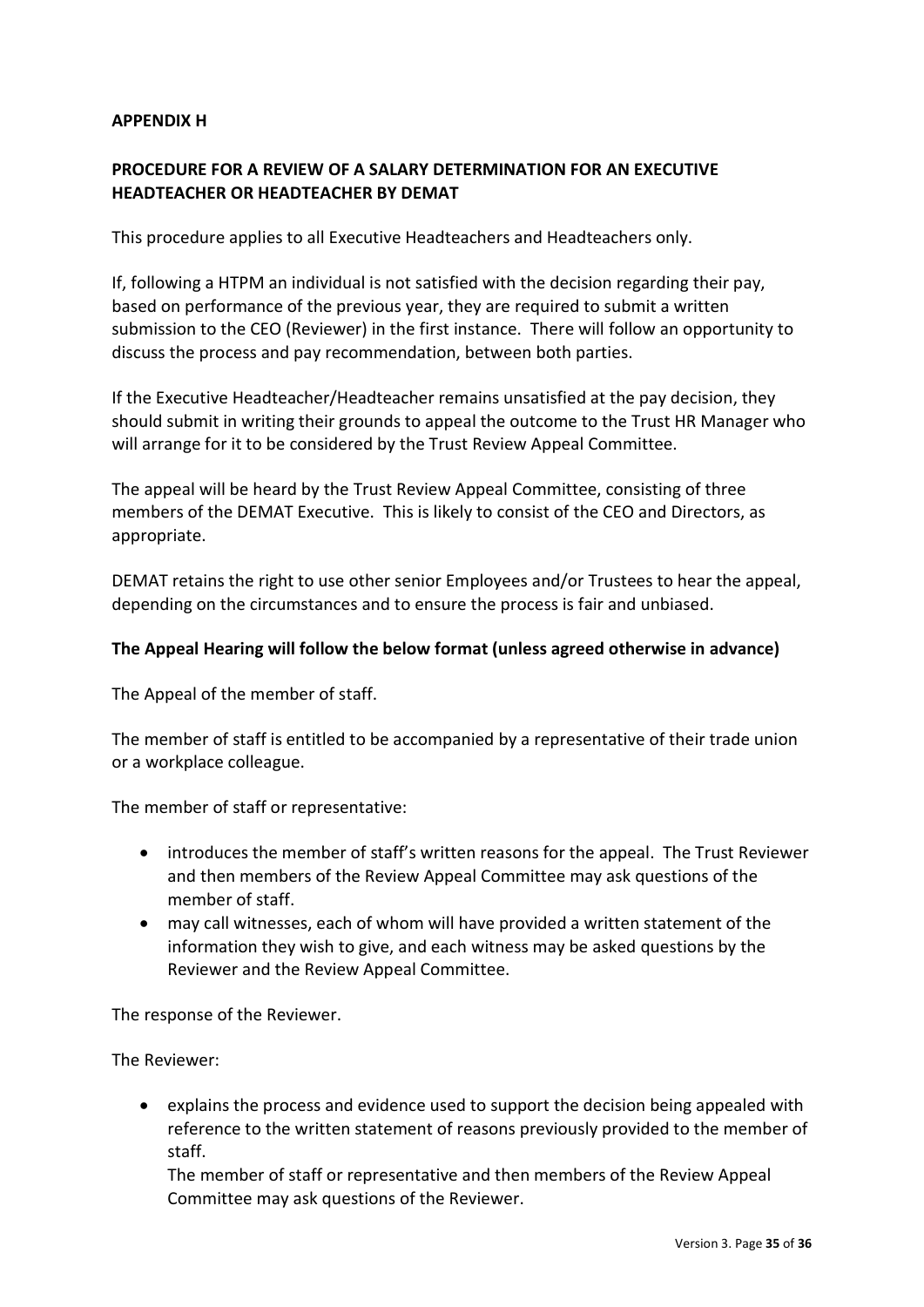**APPENDIX H**

**PROCEDURE FOR A REVIEW OF A SALARY DETERMINATION FOR AN EXECUTIVE HEADTEACHER OR HEADTEACHER BY DEMAT**

This procedure applies to all Executive Headteachers and Headteachers only.

If, following a HTPM an individual is not satisfied with the decision regarding their pay, based on performance of the previous year, they are required to submit a written submission to the CEO (Reviewer) in the first instance. There will follow an opportunity to discuss the process and pay recommendation, between both parties.

If the Executive Headteacher/Headteacher remains unsatisfied at the pay decision, they should submit in writing their grounds to appeal the outcome to the Trust HR Manager who will arrange for it to be considered by the Trust Review Appeal Committee.

The appeal will be heard by the Trust Review Appeal Committee, consisting of three members of the DEMAT Executive. This is likely to consist of the CEO and Directors, as appropriate.

DEMAT retains the right to use other senior Employees and/or Trustees to hear the appeal, depending on the circumstances and to ensure the process is fair and unbiased.

**The Appeal Hearing will follow the below format (unless agreed otherwise in advance)**

The Appeal of the member of staff.

The member of staff is entitled to be accompanied by a representative of their trade union or a workplace colleague.

The member of staff or representative:

- introduces the member of staff's written reasons for the appeal. The Trust Reviewer and then members of the Review Appeal Committee may ask questions of the member of staff.
- may call witnesses, each of whom will have provided a written statement of the information they wish to give, and each witness may be asked questions by the Reviewer and the Review Appeal Committee.

The response of the Reviewer.

The Reviewer:

- explains the process and evidence used to support the decision being appealed with reference to the written statement of reasons previously provided to the member of staff.
  The member of staff or representative and then members of the Review Appeal Committee may ask questions of the Reviewer.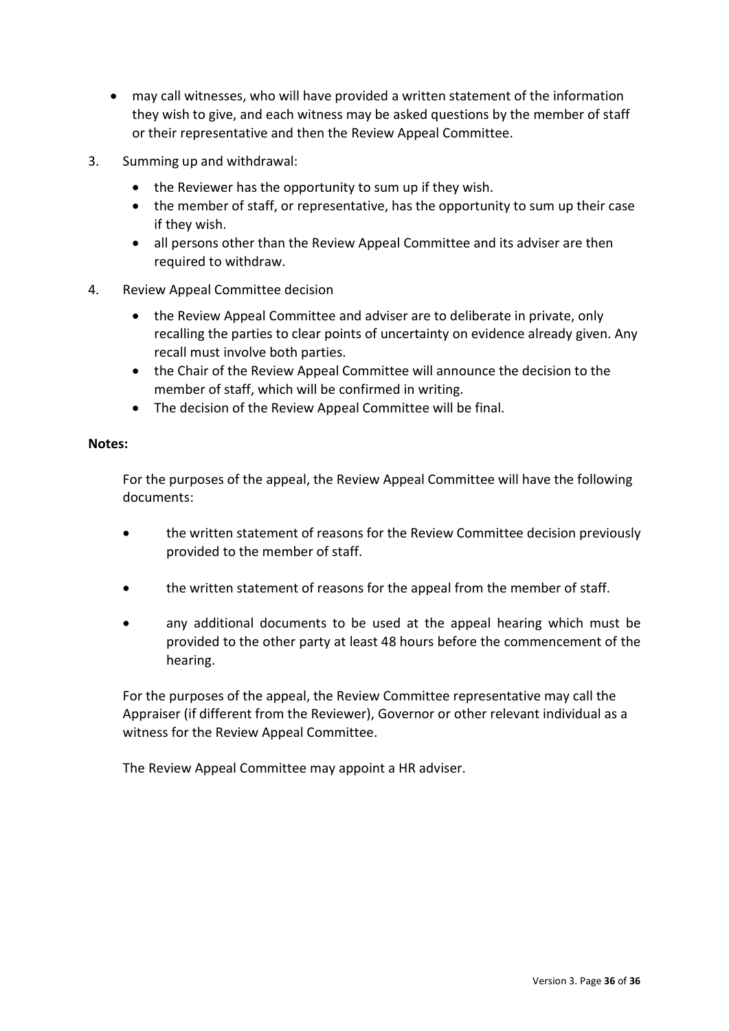- may call witnesses, who will have provided a written statement of the information they wish to give, and each witness may be asked questions by the member of staff or their representative and then the Review Appeal Committee.

3. Summing up and withdrawal:
   - the Reviewer has the opportunity to sum up if they wish.
   - the member of staff, or representative, has the opportunity to sum up their case if they wish.
   - all persons other than the Review Appeal Committee and its adviser are then required to withdraw.

4. Review Appeal Committee decision
   - the Review Appeal Committee and adviser are to deliberate in private, only recalling the parties to clear points of uncertainty on evidence already given. Any recall must involve both parties.
   - the Chair of the Review Appeal Committee will announce the decision to the member of staff, which will be confirmed in writing.
   - The decision of the Review Appeal Committee will be final.

**Notes:**

For the purposes of the appeal, the Review Appeal Committee will have the following documents:

- the written statement of reasons for the Review Committee decision previously provided to the member of staff.
- the written statement of reasons for the appeal from the member of staff.
- any additional documents to be used at the appeal hearing which must be provided to the other party at least 48 hours before the commencement of the hearing.

For the purposes of the appeal, the Review Committee representative may call the Appraiser (if different from the Reviewer), Governor or other relevant individual as a witness for the Review Appeal Committee.

The Review Appeal Committee may appoint a HR adviser.